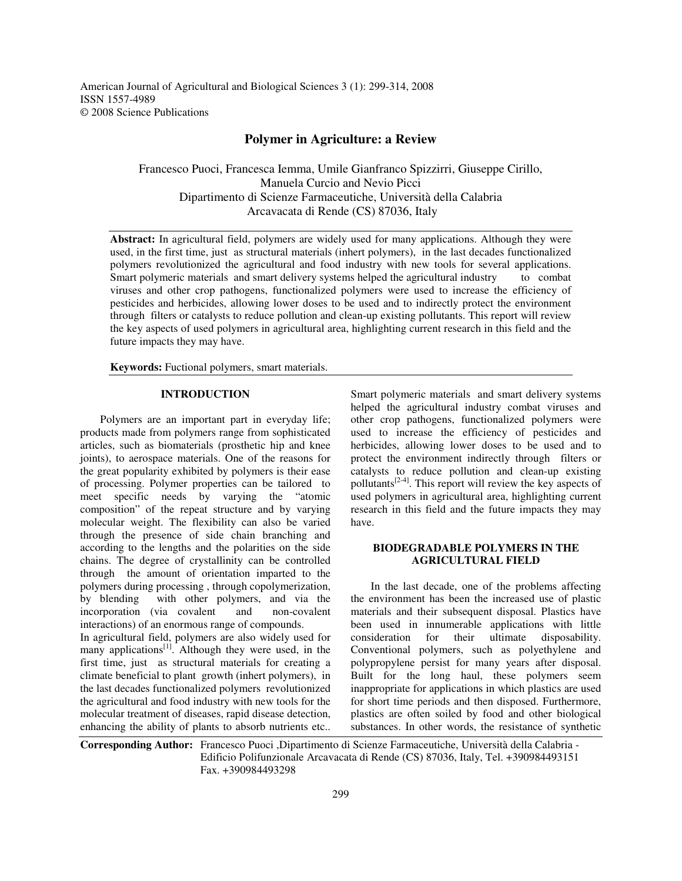American Journal of Agricultural and Biological Sciences 3 (1): 299-314, 2008
ISSN 1557-4989
© 2008 Science Publications

# Polymer in Agriculture: a Review

Francesco Puoci, Francesca Iemma, Umile Gianfranco Spizzirri, Giuseppe Cirillo, Manuela Curcio and Nevio Picci
Dipartimento di Scienze Farmaceutiche, Università della Calabria
Arcavacata di Rende (CS) 87036, Italy

**Abstract:** In agricultural field, polymers are widely used for many applications. Although they were used, in the first time, just as structural materials (inhert polymers), in the last decades functionalized polymers revolutionized the agricultural and food industry with new tools for several applications. Smart polymeric materials and smart delivery systems helped the agricultural industry to combat viruses and other crop pathogens, functionalized polymers were used to increase the efficiency of pesticides and herbicides, allowing lower doses to be used and to indirectly protect the environment through filters or catalysts to reduce pollution and clean-up existing pollutants. This report will review the key aspects of used polymers in agricultural area, highlighting current research in this field and the future impacts they may have.

**Keywords:** Fuctional polymers, smart materials.

## INTRODUCTION

Polymers are an important part in everyday life; products made from polymers range from sophisticated articles, such as biomaterials (prosthetic hip and knee joints), to aerospace materials. One of the reasons for the great popularity exhibited by polymers is their ease of processing. Polymer properties can be tailored to meet specific needs by varying the "atomic composition" of the repeat structure and by varying molecular weight. The flexibility can also be varied through the presence of side chain branching and according to the lengths and the polarities on the side chains. The degree of crystallinity can be controlled through the amount of orientation imparted to the polymers during processing , through copolymerization, by blending with other polymers, and via the incorporation (via covalent and non-covalent interactions) of an enormous range of compounds.

In agricultural field, polymers are also widely used for many applications[1]. Although they were used, in the first time, just as structural materials for creating a climate beneficial to plant growth (inhert polymers), in the last decades functionalized polymers revolutionized the agricultural and food industry with new tools for the molecular treatment of diseases, rapid disease detection, enhancing the ability of plants to absorb nutrients etc.. Smart polymeric materials and smart delivery systems helped the agricultural industry combat viruses and other crop pathogens, functionalized polymers were used to increase the efficiency of pesticides and herbicides, allowing lower doses to be used and to protect the environment indirectly through filters or catalysts to reduce pollution and clean-up existing pollutants[2-4]. This report will review the key aspects of used polymers in agricultural area, highlighting current research in this field and the future impacts they may have.

## BIODEGRADABLE POLYMERS IN THE AGRICULTURAL FIELD

In the last decade, one of the problems affecting the environment has been the increased use of plastic materials and their subsequent disposal. Plastics have been used in innumerable applications with little consideration for their ultimate disposability. Conventional polymers, such as polyethylene and polypropylene persist for many years after disposal. Built for the long haul, these polymers seem inappropriate for applications in which plastics are used for short time periods and then disposed. Furthermore, plastics are often soiled by food and other biological substances. In other words, the resistance of synthetic

**Corresponding Author:** Francesco Puoci ,Dipartimento di Scienze Farmaceutiche, Università della Calabria - Edificio Polifunzionale Arcavacata di Rende (CS) 87036, Italy, Tel. +390984493151 Fax. +390984493298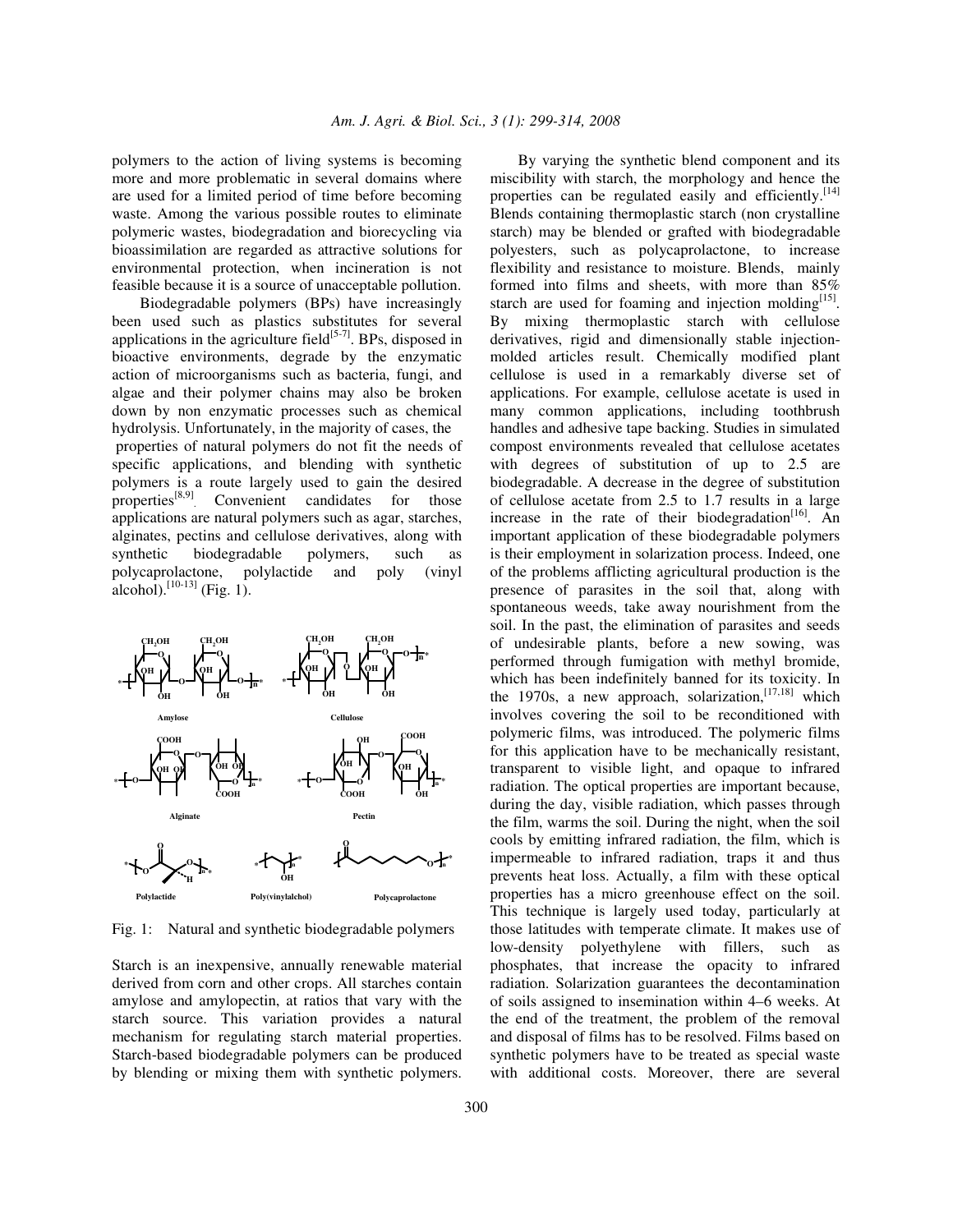polymers to the action of living systems is becoming more and more problematic in several domains where are used for a limited period of time before becoming waste. Among the various possible routes to eliminate polymeric wastes, biodegradation and biorecycling via bioassimilation are regarded as attractive solutions for environmental protection, when incineration is not feasible because it is a source of unacceptable pollution.

Biodegradable polymers (BPs) have increasingly been used such as plastics substitutes for several applications in the agriculture field[5-7]. BPs, disposed in bioactive environments, degrade by the enzymatic action of microorganisms such as bacteria, fungi, and algae and their polymer chains may also be broken down by non enzymatic processes such as chemical hydrolysis. Unfortunately, in the majority of cases, the properties of natural polymers do not fit the needs of specific applications, and blending with synthetic polymers is a route largely used to gain the desired properties[8,9]. Convenient candidates for those applications are natural polymers such as agar, starches, alginates, pectins and cellulose derivatives, along with synthetic biodegradable polymers, such as polycaprolactone, polylactide and poly (vinyl alcohol).[10-13] (Fig. 1).

Fig. 1: Natural and synthetic biodegradable polymers

Starch is an inexpensive, annually renewable material derived from corn and other crops. All starches contain amylose and amylopectin, at ratios that vary with the starch source. This variation provides a natural mechanism for regulating starch material properties. Starch-based biodegradable polymers can be produced by blending or mixing them with synthetic polymers.

By varying the synthetic blend component and its miscibility with starch, the morphology and hence the properties can be regulated easily and efficiently.[14] Blends containing thermoplastic starch (non crystalline starch) may be blended or grafted with biodegradable polyesters, such as polycaprolactone, to increase flexibility and resistance to moisture. Blends, mainly formed into films and sheets, with more than 85% starch are used for foaming and injection molding[15]. By mixing thermoplastic starch with cellulose derivatives, rigid and dimensionally stable injection-molded articles result. Chemically modified plant cellulose is used in a remarkably diverse set of applications. For example, cellulose acetate is used in many common applications, including toothbrush handles and adhesive tape backing. Studies in simulated compost environments revealed that cellulose acetates with degrees of substitution of up to 2.5 are biodegradable. A decrease in the degree of substitution of cellulose acetate from 2.5 to 1.7 results in a large increase in the rate of their biodegradation[16]. An important application of these biodegradable polymers is their employment in solarization process. Indeed, one of the problems afflicting agricultural production is the presence of parasites in the soil that, along with spontaneous weeds, take away nourishment from the soil. In the past, the elimination of parasites and seeds of undesirable plants, before a new sowing, was performed through fumigation with methyl bromide, which has been indefinitely banned for its toxicity. In the 1970s, a new approach, solarization,[17,18] which involves covering the soil to be reconditioned with polymeric films, was introduced. The polymeric films for this application have to be mechanically resistant, transparent to visible light, and opaque to infrared radiation. The optical properties are important because, during the day, visible radiation, which passes through the film, warms the soil. During the night, when the soil cools by emitting infrared radiation, the film, which is impermeable to infrared radiation, traps it and thus prevents heat loss. Actually, a film with these optical properties has a micro greenhouse effect on the soil. This technique is largely used today, particularly at those latitudes with temperate climate. It makes use of low-density polyethylene with fillers, such as phosphates, that increase the opacity to infrared radiation. Solarization guarantees the decontamination of soils assigned to insemination within 4–6 weeks. At the end of the treatment, the problem of the removal and disposal of films has to be resolved. Films based on synthetic polymers have to be treated as special waste with additional costs. Moreover, there are several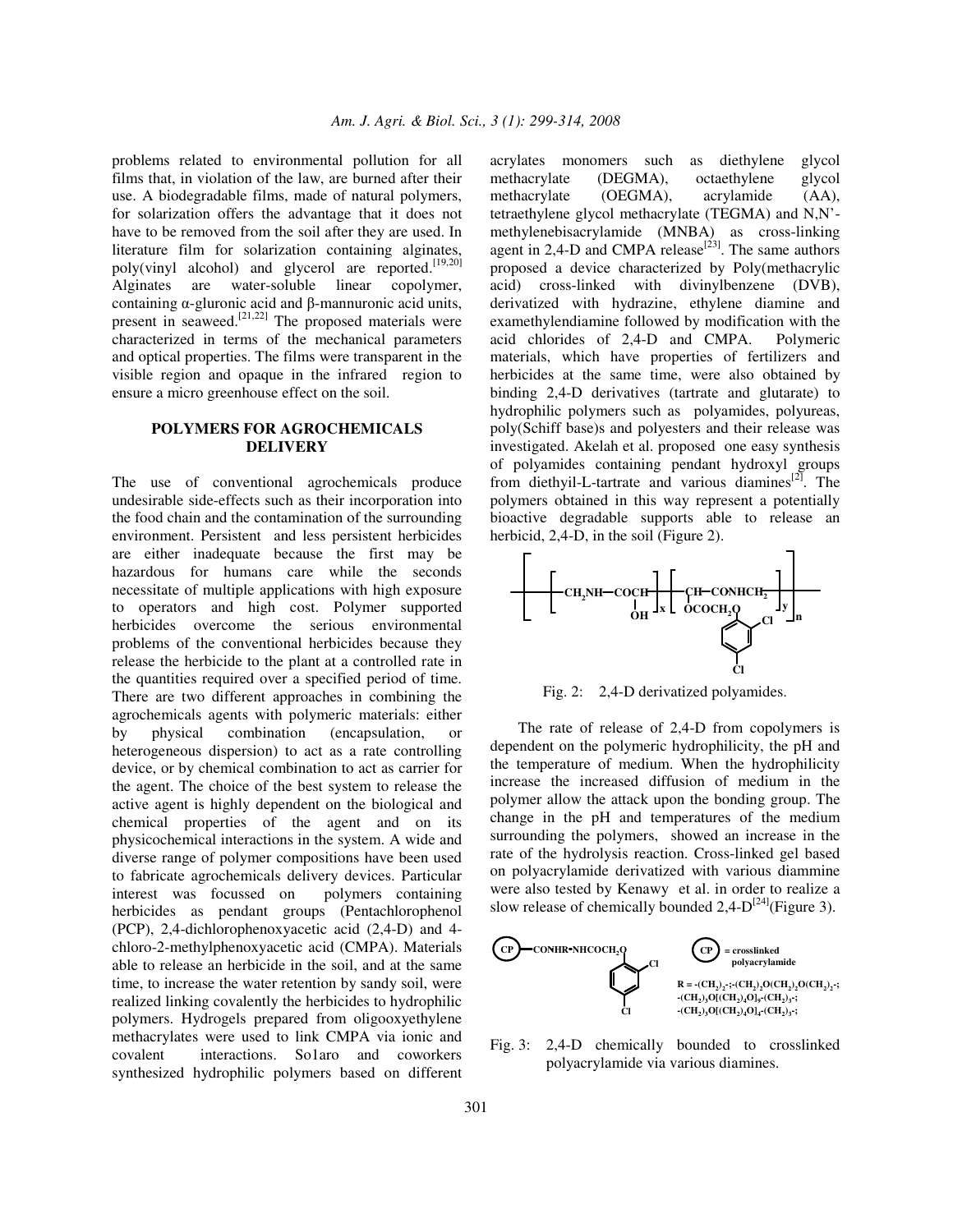problems related to environmental pollution for all films that, in violation of the law, are burned after their use. A biodegradable films, made of natural polymers, for solarization offers the advantage that it does not have to be removed from the soil after they are used. In literature film for solarization containing alginates, poly(vinyl alcohol) and glycerol are reported.[19,20] Alginates are water-soluble linear copolymer, containing α-gluronic acid and β-mannuronic acid units, present in seaweed.[21,22] The proposed materials were characterized in terms of the mechanical parameters and optical properties. The films were transparent in the visible region and opaque in the infrared region to ensure a micro greenhouse effect on the soil.

## POLYMERS FOR AGROCHEMICALS DELIVERY

The use of conventional agrochemicals produce undesirable side-effects such as their incorporation into the food chain and the contamination of the surrounding environment. Persistent and less persistent herbicides are either inadequate because the first may be hazardous for humans care while the seconds necessitate of multiple applications with high exposure to operators and high cost. Polymer supported herbicides overcome the serious environmental problems of the conventional herbicides because they release the herbicide to the plant at a controlled rate in the quantities required over a specified period of time. There are two different approaches in combining the agrochemicals agents with polymeric materials: either by physical combination (encapsulation, or heterogeneous dispersion) to act as a rate controlling device, or by chemical combination to act as carrier for the agent. The choice of the best system to release the active agent is highly dependent on the biological and chemical properties of the agent and on its physicochemical interactions in the system. A wide and diverse range of polymer compositions have been used to fabricate agrochemicals delivery devices. Particular interest was focussed on polymers containing herbicides as pendant groups (Pentachlorophenol (PCP), 2,4-dichlorophenoxyacetic acid (2,4-D) and 4-chloro-2-methylphenoxyacetic acid (CMPA). Materials able to release an herbicide in the soil, and at the same time, to increase the water retention by sandy soil, were realized linking covalently the herbicides to hydrophilic polymers. Hydrogels prepared from oligooxyethylene methacrylates were used to link CMPA via ionic and covalent interactions. So1aro and coworkers synthesized hydrophilic polymers based on different acrylates monomers such as diethylene glycol methacrylate (DEGMA), octaethylene glycol methacrylate (OEGMA), acrylamide (AA), tetraethylene glycol methacrylate (TEGMA) and N,N'-methylenebisacrylamide (MNBA) as cross-linking agent in 2,4-D and CMPA release[23]. The same authors proposed a device characterized by Poly(methacrylic acid) cross-linked with divinylbenzene (DVB), derivatized with hydrazine, ethylene diamine and examethylendiamine followed by modification with the acid chlorides of 2,4-D and CMPA. Polymeric materials, which have properties of fertilizers and herbicides at the same time, were also obtained by binding 2,4-D derivatives (tartrate and glutarate) to hydrophilic polymers such as polyamides, polyureas, poly(Schiff base)s and polyesters and their release was investigated. Akelah et al. proposed one easy synthesis of polyamides containing pendant hydroxyl groups from diethyil-L-tartrate and various diamines[2]. The polymers obtained in this way represent a potentially bioactive degradable supports able to release an herbicid, 2,4-D, in the soil (Figure 2).

Fig. 2: 2,4-D derivatized polyamides.

The rate of release of 2,4-D from copolymers is dependent on the polymeric hydrophilicity, the pH and the temperature of medium. When the hydrophilicity increase the increased diffusion of medium in the polymer allow the attack upon the bonding group. The change in the pH and temperatures of the medium surrounding the polymers, showed an increase in the rate of the hydrolysis reaction. Cross-linked gel based on polyacrylamide derivatized with various diammine were also tested by Kenawy et al. in order to realize a slow release of chemically bounded 2,4-D[24](Figure 3).

Fig. 3: 2,4-D chemically bounded to crosslinked polyacrylamide via various diamines.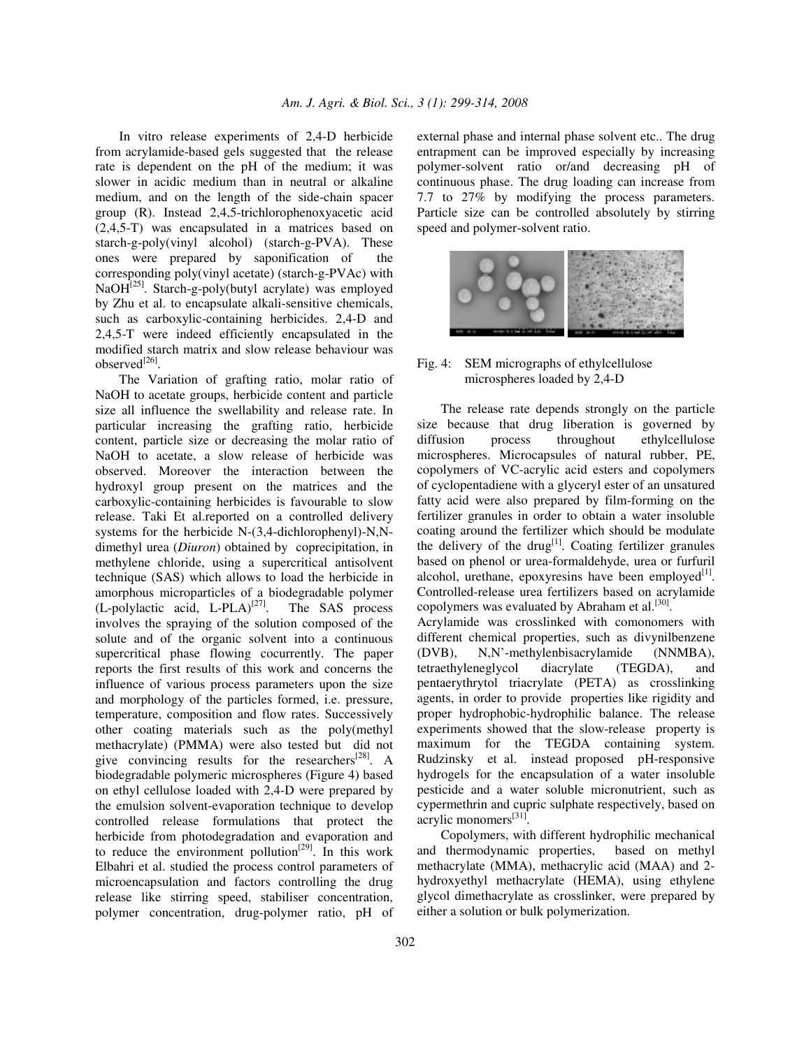In vitro release experiments of 2,4-D herbicide from acrylamide-based gels suggested that the release rate is dependent on the pH of the medium; it was slower in acidic medium than in neutral or alkaline medium, and on the length of the side-chain spacer group (R). Instead 2,4,5-trichlorophenoxyacetic acid (2,4,5-T) was encapsulated in a matrices based on starch-g-poly(vinyl alcohol) (starch-g-PVA). These ones were prepared by saponification of the corresponding poly(vinyl acetate) (starch-g-PVAc) with NaOH[25]. Starch-g-poly(butyl acrylate) was employed by Zhu et al. to encapsulate alkali-sensitive chemicals, such as carboxylic-containing herbicides. 2,4-D and 2,4,5-T were indeed efficiently encapsulated in the modified starch matrix and slow release behaviour was observed[26].

The Variation of grafting ratio, molar ratio of NaOH to acetate groups, herbicide content and particle size all influence the swellability and release rate. In particular increasing the grafting ratio, herbicide content, particle size or decreasing the molar ratio of NaOH to acetate, a slow release of herbicide was observed. Moreover the interaction between the hydroxyl group present on the matrices and the carboxylic-containing herbicides is favourable to slow release. Taki Et al.reported on a controlled delivery systems for the herbicide N-(3,4-dichlorophenyl)-N,N-dimethyl urea (*Diuron*) obtained by coprecipitation, in methylene chloride, using a supercritical antisolvent technique (SAS) which allows to load the herbicide in amorphous microparticles of a biodegradable polymer (L-polylactic acid, L-PLA)[27]. The SAS process involves the spraying of the solution composed of the solute and of the organic solvent into a continuous supercritical phase flowing cocurrently. The paper reports the first results of this work and concerns the influence of various process parameters upon the size and morphology of the particles formed, i.e. pressure, temperature, composition and flow rates. Successively other coating materials such as the poly(methyl methacrylate) (PMMA) were also tested but did not give convincing results for the researchers[28]. A biodegradable polymeric microspheres (Figure 4) based on ethyl cellulose loaded with 2,4-D were prepared by the emulsion solvent-evaporation technique to develop controlled release formulations that protect the herbicide from photodegradation and evaporation and to reduce the environment pollution[29]. In this work Elbahri et al. studied the process control parameters of microencapsulation and factors controlling the drug release like stirring speed, stabiliser concentration, polymer concentration, drug-polymer ratio, pH of external phase and internal phase solvent etc.. The drug entrapment can be improved especially by increasing polymer-solvent ratio or/and decreasing pH of continuous phase. The drug loading can increase from 7.7 to 27% by modifying the process parameters. Particle size can be controlled absolutely by stirring speed and polymer-solvent ratio.

Fig. 4: SEM micrographs of ethylcellulose microspheres loaded by 2,4-D

The release rate depends strongly on the particle size because that drug liberation is governed by diffusion process throughout ethylcellulose microspheres. Microcapsules of natural rubber, PE, copolymers of VC-acrylic acid esters and copolymers of cyclopentadiene with a glyceryl ester of an unsatured fatty acid were also prepared by film-forming on the fertilizer granules in order to obtain a water insoluble coating around the fertilizer which should be modulate the delivery of the drug[1]. Coating fertilizer granules based on phenol or urea-formaldehyde, urea or furfuril alcohol, urethane, epoxyresins have been employed[1]. Controlled-release urea fertilizers based on acrylamide copolymers was evaluated by Abraham et al.[30].

Acrylamide was crosslinked with comonomers with different chemical properties, such as divynilbenzene (DVB), N,N'-methylenbisacrylamide (NNMBA), tetraethyleneglycol diacrylate (TEGDA), and pentaerythrytol triacrylate (PETA) as crosslinking agents, in order to provide properties like rigidity and proper hydrophobic-hydrophilic balance. The release experiments showed that the slow-release property is maximum for the TEGDA containing system. Rudzinsky et al. instead proposed pH-responsive hydrogels for the encapsulation of a water insoluble pesticide and a water soluble micronutrient, such as cypermethrin and cupric sulphate respectively, based on acrylic monomers[31].

Copolymers, with different hydrophilic mechanical and thermodynamic properties, based on methyl methacrylate (MMA), methacrylic acid (MAA) and 2-hydroxyethyl methacrylate (HEMA), using ethylene glycol dimethacrylate as crosslinker, were prepared by either a solution or bulk polymerization.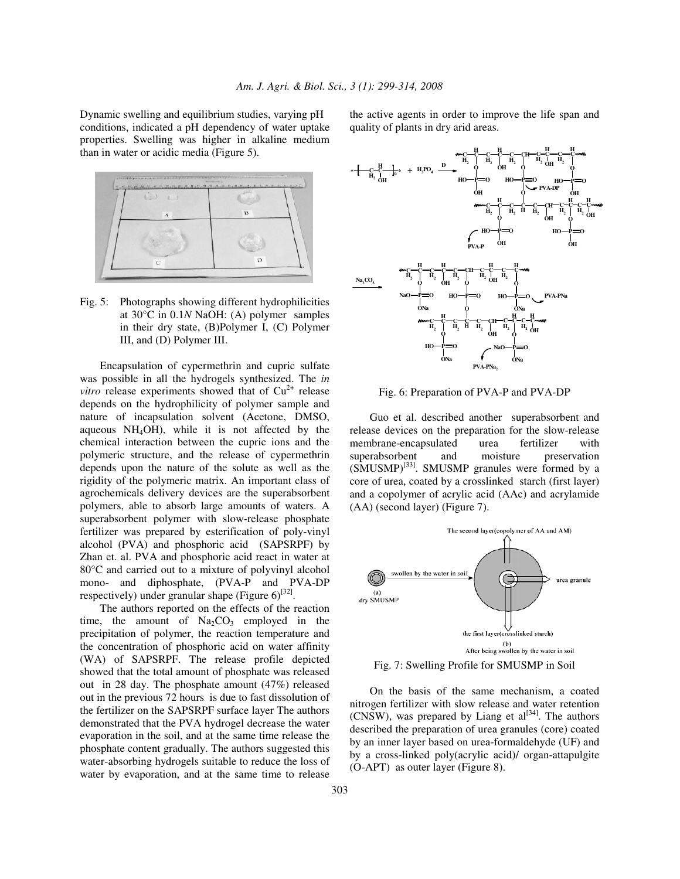Dynamic swelling and equilibrium studies, varying pH conditions, indicated a pH dependency of water uptake properties. Swelling was higher in alkaline medium than in water or acidic media (Figure 5).

Fig. 5: Photographs showing different hydrophilicities at 30°C in 0.1*N* NaOH: (A) polymer samples in their dry state, (B)Polymer I, (C) Polymer III, and (D) Polymer III.

Encapsulation of cypermethrin and cupric sulfate was possible in all the hydrogels synthesized. The *in vitro* release experiments showed that of $Cu^{2+}$ release depends on the hydrophilicity of polymer sample and nature of incapsulation solvent (Acetone, DMSO, aqueous $NH_4OH$), while it is not affected by the chemical interaction between the cupric ions and the polymeric structure, and the release of cypermethrin depends upon the nature of the solute as well as the rigidity of the polymeric matrix. An important class of agrochemicals delivery devices are the superabsorbent polymers, able to absorb large amounts of waters. A superabsorbent polymer with slow-release phosphate fertilizer was prepared by esterification of poly-vinyl alcohol (PVA) and phosphoric acid (SAPSRPF) by Zhan et. al. PVA and phosphoric acid react in water at 80°C and carried out to a mixture of polyvinyl alcohol mono- and diphosphate, (PVA-P and PVA-DP respectively) under granular shape (Figure 6)[32].

The authors reported on the effects of the reaction time, the amount of $Na_2CO_3$ employed in the precipitation of polymer, the reaction temperature and the concentration of phosphoric acid on water affinity (WA) of SAPSRPF. The release profile depicted showed that the total amount of phosphate was released out in 28 day. The phosphate amount (47%) released out in the previous 72 hours is due to fast dissolution of the fertilizer on the SAPSRPF surface layer The authors demonstrated that the PVA hydrogel decrease the water evaporation in the soil, and at the same time release the phosphate content gradually. The authors suggested this water-absorbing hydrogels suitable to reduce the loss of water by evaporation, and at the same time to release the active agents in order to improve the life span and quality of plants in dry arid areas.

Fig. 6: Preparation of PVA-P and PVA-DP

Guo et al. described another superabsorbent and release devices on the preparation for the slow-release membrane-encapsulated urea fertilizer with superabsorbent and moisture preservation (SMUSMP)[33]. SMUSMP granules were formed by a core of urea, coated by a crosslinked starch (first layer) and a copolymer of acrylic acid (AAc) and acrylamide (AA) (second layer) (Figure 7).

Fig. 7: Swelling Profile for SMUSMP in Soil

On the basis of the same mechanism, a coated nitrogen fertilizer with slow release and water retention (CNSW), was prepared by Liang et al[34]. The authors described the preparation of urea granules (core) coated by an inner layer based on urea-formaldehyde (UF) and by a cross-linked poly(acrylic acid)/ organ-attapulgite (O-APT) as outer layer (Figure 8).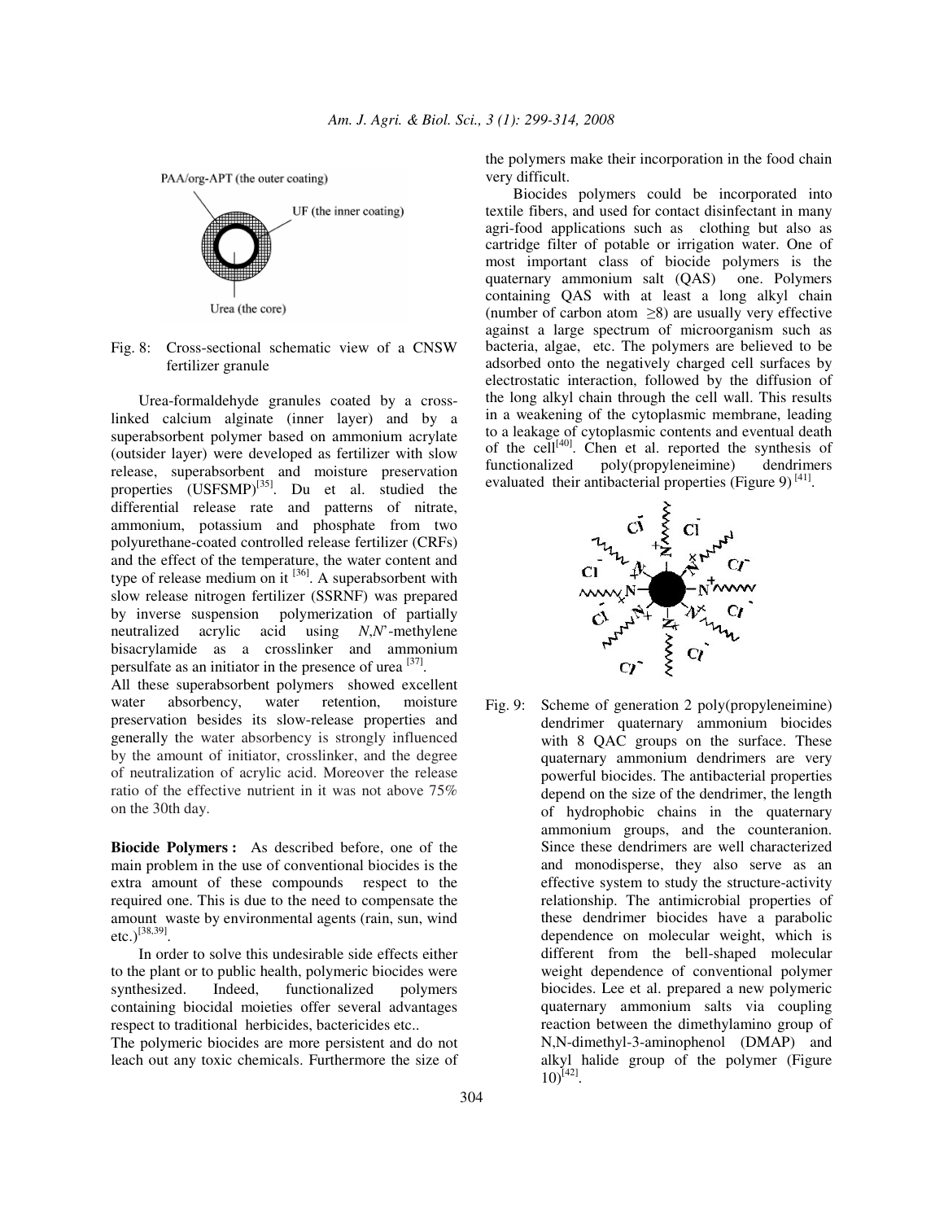Fig. 8: Cross-sectional schematic view of a CNSW fertilizer granule

Urea-formaldehyde granules coated by a cross-linked calcium alginate (inner layer) and by a superabsorbent polymer based on ammonium acrylate (outsider layer) were developed as fertilizer with slow release, superabsorbent and moisture preservation properties (USFSMP)[35]. Du et al. studied the differential release rate and patterns of nitrate, ammonium, potassium and phosphate from two polyurethane-coated controlled release fertilizer (CRFs) and the effect of the temperature, the water content and type of release medium on it [36]. A superabsorbent with slow release nitrogen fertilizer (SSRNF) was prepared by inverse suspension polymerization of partially neutralized acrylic acid using *N,N*'-methylene bisacrylamide as a crosslinker and ammonium persulfate as an initiator in the presence of urea [37].

All these superabsorbent polymers showed excellent water absorbency, water retention, moisture preservation besides its slow-release properties and generally the water absorbency is strongly influenced by the amount of initiator, crosslinker, and the degree of neutralization of acrylic acid. Moreover the release ratio of the effective nutrient in it was not above 75% on the 30th day.

**Biocide Polymers :** As described before, one of the main problem in the use of conventional biocides is the extra amount of these compounds respect to the required one. This is due to the need to compensate the amount waste by environmental agents (rain, sun, wind etc.)[38,39].

In order to solve this undesirable side effects either to the plant or to public health, polymeric biocides were synthesized. Indeed, functionalized polymers containing biocidal moieties offer several advantages respect to traditional herbicides, bactericides etc..

The polymeric biocides are more persistent and do not leach out any toxic chemicals. Furthermore the size of the polymers make their incorporation in the food chain very difficult.

Biocides polymers could be incorporated into textile fibers, and used for contact disinfectant in many agri-food applications such as clothing but also as cartridge filter of potable or irrigation water. One of most important class of biocide polymers is the quaternary ammonium salt (QAS) one. Polymers containing QAS with at least a long alkyl chain (number of carbon atom $\geq 8$) are usually very effective against a large spectrum of microorganism such as bacteria, algae, etc. The polymers are believed to be adsorbed onto the negatively charged cell surfaces by electrostatic interaction, followed by the diffusion of the long alkyl chain through the cell wall. This results in a weakening of the cytoplasmic membrane, leading to a leakage of cytoplasmic contents and eventual death of the cell[40]. Chen et al. reported the synthesis of functionalized poly(propyleneimine) dendrimers evaluated their antibacterial properties (Figure 9) [41].

Fig. 9: Scheme of generation 2 poly(propyleneimine) dendrimer quaternary ammonium biocides with 8 QAC groups on the surface. These quaternary ammonium dendrimers are very powerful biocides. The antibacterial properties depend on the size of the dendrimer, the length of hydrophobic chains in the quaternary ammonium groups, and the counteranion. Since these dendrimers are well characterized and monodisperse, they also serve as an effective system to study the structure-activity relationship. The antimicrobial properties of these dendrimer biocides have a parabolic dependence on molecular weight, which is different from the bell-shaped molecular weight dependence of conventional polymer biocides. Lee et al. prepared a new polymeric quaternary ammonium salts via coupling reaction between the dimethylamino group of N,N-dimethyl-3-aminophenol (DMAP) and alkyl halide group of the polymer (Figure 10)[42].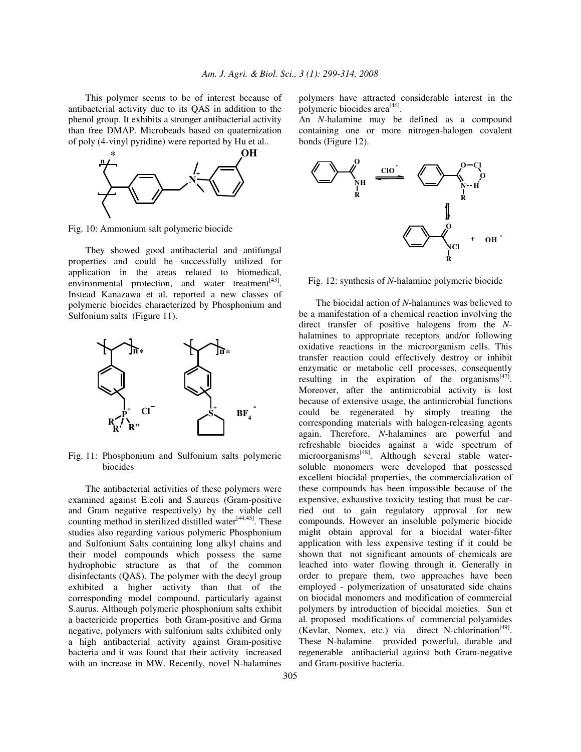This polymer seems to be of interest because of antibacterial activity due to its QAS in addition to the phenol group. It exhibits a stronger antibacterial activity than free DMAP. Microbeads based on quaternization of poly (4-vinyl pyridine) were reported by Hu et al..

Fig. 10: Ammonium salt polymeric biocide

They showed good antibacterial and antifungal properties and could be successfully utilized for application in the areas related to biomedical, environmental protection, and water treatment[43]. Instead Kanazawa et al. reported a new classes of polymeric biocides characterized by Phosphonium and Sulfonium salts (Figure 11).

Fig. 11: Phosphonium and Sulfonium salts polymeric biocides

The antibacterial activities of these polymers were examined against E.coli and S.aureus (Gram-positive and Gram negative respectively) by the viable cell counting method in sterilized distilled water[44,45]. These studies also regarding various polymeric Phosphonium and Sulfonium Salts containing long alkyl chains and their model compounds which possess the same hydrophobic structure as that of the common disinfectants (QAS). The polymer with the decyl group exhibited a higher activity than that of the corresponding model compound, particularly against S.aurus. Although polymeric phosphonium salts exhibit a bactericide properties both Gram-positive and Grma negative, polymers with sulfonium salts exhibited only a high antibacterial activity against Gram-positive bacteria and it was found that their activity increased with an increase in MW. Recently, novel N-halamines polymers have attracted considerable interest in the polymeric biocides area[46].

An *N*-halamine may be defined as a compound containing one or more nitrogen-halogen covalent bonds (Figure 12).

Fig. 12: synthesis of *N*-halamine polymeric biocide

The biocidal action of *N*-halamines was believed to be a manifestation of a chemical reaction involving the direct transfer of positive halogens from the *N*-halamines to appropriate receptors and/or following oxidative reactions in the microorganism cells. This transfer reaction could effectively destroy or inhibit enzymatic or metabolic cell processes, consequently resulting in the expiration of the organisms[47]. Moreover, after the antimicrobial activity is lost because of extensive usage, the antimicrobial functions could be regenerated by simply treating the corresponding materials with halogen-releasing agents again. Therefore, *N*-halamines are powerful and refreshable biocides against a wide spectrum of microorganisms[48]. Although several stable water-soluble monomers were developed that possessed excellent biocidal properties, the commercialization of these compounds has been impossible because of the expensive, exhaustive toxicity testing that must be carried out to gain regulatory approval for new compounds. However an insoluble polymeric biocide might obtain approval for a biocidal water-filter application with less expensive testing if it could be shown that not significant amounts of chemicals are leached into water flowing through it. Generally in order to prepare them, two approaches have been employed - polymerization of unsaturated side chains on biocidal monomers and modification of commercial polymers by introduction of biocidal moieties. Sun et al. proposed modifications of commercial polyamides (Kevlar, Nomex, etc.) via direct N-chlorination[49]. These N-halamine provided powerful, durable and regenerable antibacterial against both Gram-negative and Gram-positive bacteria.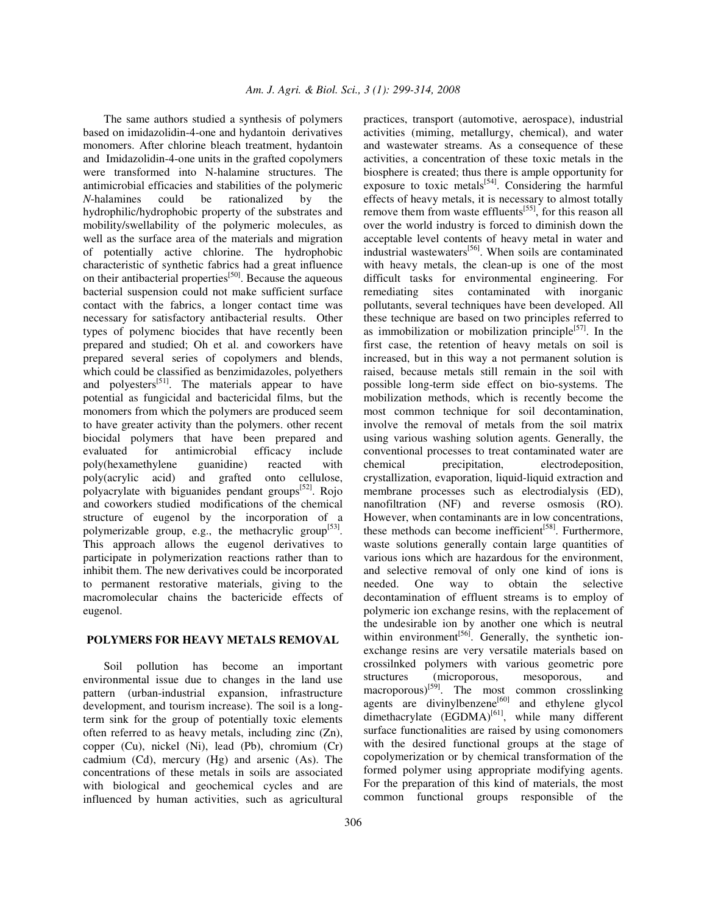The same authors studied a synthesis of polymers based on imidazolidin-4-one and hydantoin derivatives monomers. After chlorine bleach treatment, hydantoin and Imidazolidin-4-one units in the grafted copolymers were transformed into N-halamine structures. The antimicrobial efficacies and stabilities of the polymeric *N*-halamines could be rationalized by the hydrophilic/hydrophobic property of the substrates and mobility/swellability of the polymeric molecules, as well as the surface area of the materials and migration of potentially active chlorine. The hydrophobic characteristic of synthetic fabrics had a great influence on their antibacterial properties[50]. Because the aqueous bacterial suspension could not make sufficient surface contact with the fabrics, a longer contact time was necessary for satisfactory antibacterial results. Other types of polymenc biocides that have recently been prepared and studied; Oh et al. and coworkers have prepared several series of copolymers and blends, which could be classified as benzimidazoles, polyethers and polyesters[51]. The materials appear to have potential as fungicidal and bactericidal films, but the monomers from which the polymers are produced seem to have greater activity than the polymers. other recent biocidal polymers that have been prepared and evaluated for antimicrobial efficacy include poly(hexamethylene guanidine) reacted with poly(acrylic acid) and grafted onto cellulose, polyacrylate with biguanides pendant groups[52]. Rojo and coworkers studied modifications of the chemical structure of eugenol by the incorporation of a polymerizable group, e.g., the methacrylic group[53]. This approach allows the eugenol derivatives to participate in polymerization reactions rather than to inhibit them. The new derivatives could be incorporated to permanent restorative materials, giving to the macromolecular chains the bactericide effects of eugenol.

## POLYMERS FOR HEAVY METALS REMOVAL

Soil pollution has become an important environmental issue due to changes in the land use pattern (urban-industrial expansion, infrastructure development, and tourism increase). The soil is a long-term sink for the group of potentially toxic elements often referred to as heavy metals, including zinc (Zn), copper (Cu), nickel (Ni), lead (Pb), chromium (Cr) cadmium (Cd), mercury (Hg) and arsenic (As). The concentrations of these metals in soils are associated with biological and geochemical cycles and are influenced by human activities, such as agricultural practices, transport (automotive, aerospace), industrial activities (miming, metallurgy, chemical), and water and wastewater streams. As a consequence of these activities, a concentration of these toxic metals in the biosphere is created; thus there is ample opportunity for exposure to toxic metals[54]. Considering the harmful effects of heavy metals, it is necessary to almost totally remove them from waste effluents[55], for this reason all over the world industry is forced to diminish down the acceptable level contents of heavy metal in water and industrial wastewaters[56]. When soils are contaminated with heavy metals, the clean-up is one of the most difficult tasks for environmental engineering. For remediating sites contaminated with inorganic pollutants, several techniques have been developed. All these technique are based on two principles referred to as immobilization or mobilization principle[57]. In the first case, the retention of heavy metals on soil is increased, but in this way a not permanent solution is raised, because metals still remain in the soil with possible long-term side effect on bio-systems. The mobilization methods, which is recently become the most common technique for soil decontamination, involve the removal of metals from the soil matrix using various washing solution agents. Generally, the conventional processes to treat contaminated water are chemical precipitation, electrodeposition, crystallization, evaporation, liquid-liquid extraction and membrane processes such as electrodialysis (ED), nanofiltration (NF) and reverse osmosis (RO). However, when contaminants are in low concentrations, these methods can become inefficient[58]. Furthermore, waste solutions generally contain large quantities of various ions which are hazardous for the environment, and selective removal of only one kind of ions is needed. One way to obtain the selective decontamination of effluent streams is to employ of polymeric ion exchange resins, with the replacement of the undesirable ion by another one which is neutral within environment[56]. Generally, the synthetic ion-exchange resins are very versatile materials based on crossilnked polymers with various geometric pore structures (microporous, mesoporous, and macroporous)[59]. The most common crosslinking agents are divinylbenzene[60] and ethylene glycol dimethacrylate (EGDMA)[61], while many different surface functionalities are raised by using comonomers with the desired functional groups at the stage of copolymerization or by chemical transformation of the formed polymer using appropriate modifying agents. For the preparation of this kind of materials, the most common functional groups responsible of the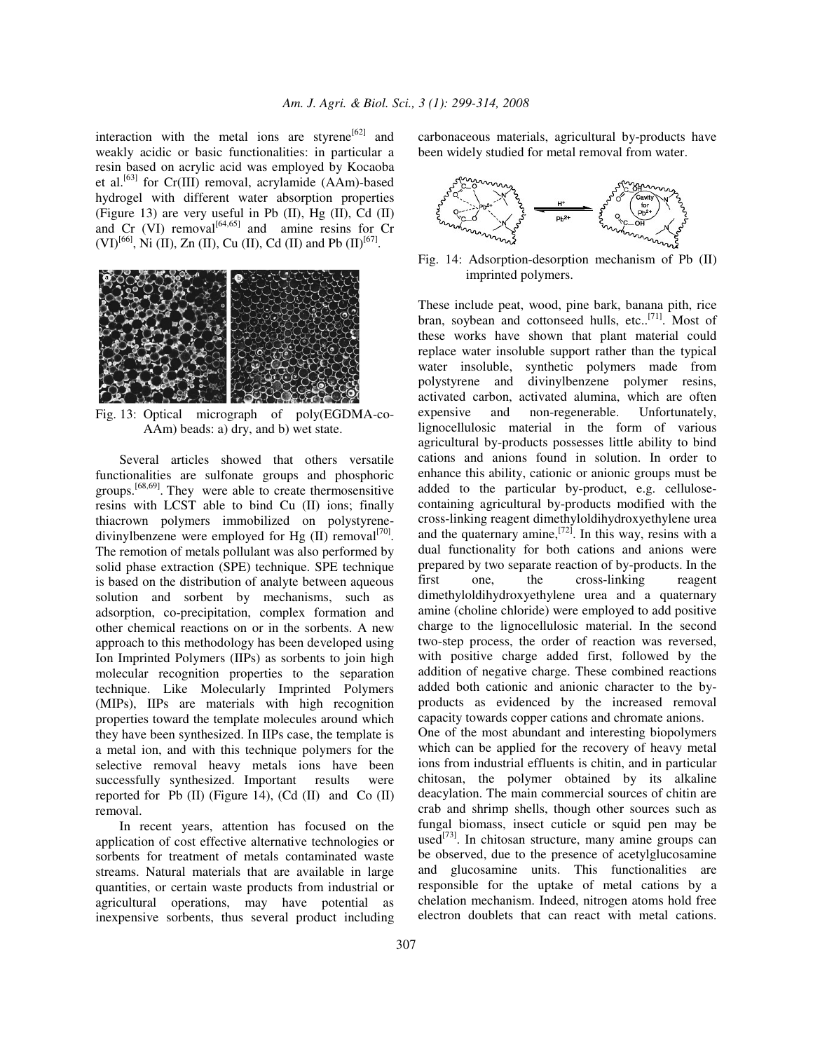interaction with the metal ions are styrene[62] and weakly acidic or basic functionalities: in particular a resin based on acrylic acid was employed by Kocaoba et al.[63] for Cr(III) removal, acrylamide (AAm)-based hydrogel with different water absorption properties (Figure 13) are very useful in Pb (II), Hg (II), Cd (II) and Cr (VI) removal[64,65] and amine resins for Cr (VI)[66], Ni (II), Zn (II), Cu (II), Cd (II) and Pb (II)[67].

Fig. 13: Optical micrograph of poly(EGDMA-co-AAm) beads: a) dry, and b) wet state.

Several articles showed that others versatile functionalities are sulfonate groups and phosphoric groups.[68,69]. They were able to create thermosensitive resins with LCST able to bind Cu (II) ions; finally thiacrown polymers immobilized on polystyrene-divinylbenzene were employed for Hg (II) removal[70]. The remotion of metals pollutant was also performed by solid phase extraction (SPE) technique. SPE technique is based on the distribution of analyte between aqueous solution and sorbent by mechanisms, such as adsorption, co-precipitation, complex formation and other chemical reactions on or in the sorbents. A new approach to this methodology has been developed using Ion Imprinted Polymers (IIPs) as sorbents to join high molecular recognition properties to the separation technique. Like Molecularly Imprinted Polymers (MIPs), IIPs are materials with high recognition properties toward the template molecules around which they have been synthesized. In IIPs case, the template is a metal ion, and with this technique polymers for the selective removal heavy metals ions have been successfully synthesized. Important results were reported for Pb (II) (Figure 14), (Cd (II) and Co (II) removal.

In recent years, attention has focused on the application of cost effective alternative technologies or sorbents for treatment of metals contaminated waste streams. Natural materials that are available in large quantities, or certain waste products from industrial or agricultural operations, may have potential as inexpensive sorbents, thus several product including carbonaceous materials, agricultural by-products have been widely studied for metal removal from water.

H+

Pb2+

Cavity for Pb2+

Fig. 14: Adsorption-desorption mechanism of Pb (II) imprinted polymers.

These include peat, wood, pine bark, banana pith, rice bran, soybean and cottonseed hulls, etc..[71]. Most of these works have shown that plant material could replace water insoluble support rather than the typical water insoluble, synthetic polymers made from polystyrene and divinylbenzene polymer resins, activated carbon, activated alumina, which are often expensive and non-regenerable. Unfortunately, lignocellulosic material in the form of various agricultural by-products possesses little ability to bind cations and anions found in solution. In order to enhance this ability, cationic or anionic groups must be added to the particular by-product, e.g. cellulose-containing agricultural by-products modified with the cross-linking reagent dimethyloldihydroxyethylene urea and the quaternary amine,[72]. In this way, resins with a dual functionality for both cations and anions were prepared by two separate reaction of by-products. In the first one, the cross-linking reagent dimethyloldihydroxyethylene urea and a quaternary amine (choline chloride) were employed to add positive charge to the lignocellulosic material. In the second two-step process, the order of reaction was reversed, with positive charge added first, followed by the addition of negative charge. These combined reactions added both cationic and anionic character to the by-products as evidenced by the increased removal capacity towards copper cations and chromate anions.

One of the most abundant and interesting biopolymers which can be applied for the recovery of heavy metal ions from industrial effluents is chitin, and in particular chitosan, the polymer obtained by its alkaline deacylation. The main commercial sources of chitin are crab and shrimp shells, though other sources such as fungal biomass, insect cuticle or squid pen may be used[73]. In chitosan structure, many amine groups can be observed, due to the presence of acetylglucosamine and glucosamine units. This functionalities are responsible for the uptake of metal cations by a chelation mechanism. Indeed, nitrogen atoms hold free electron doublets that can react with metal cations.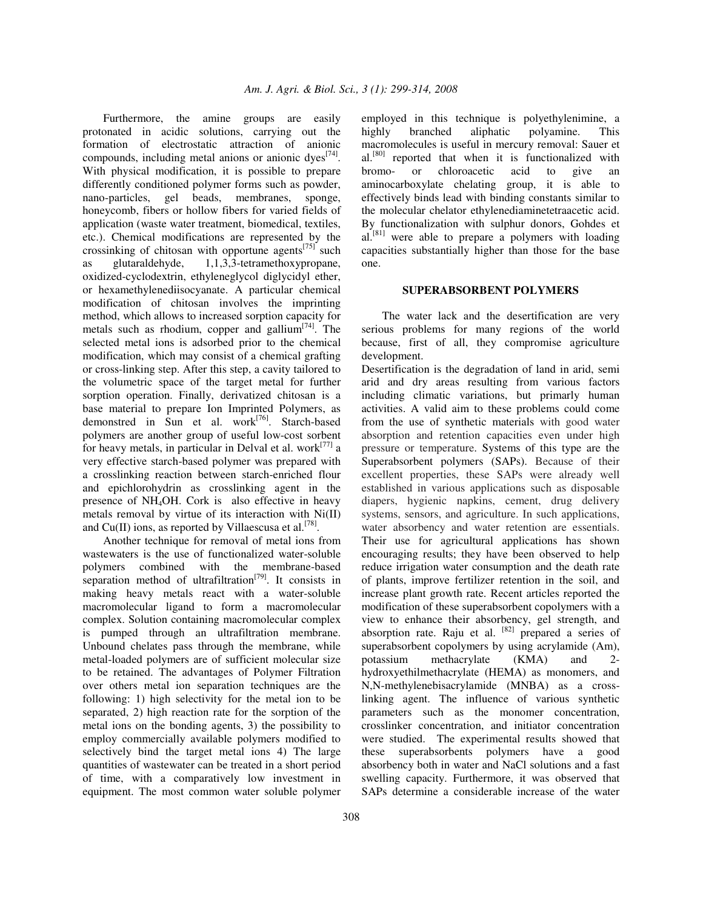Furthermore, the amine groups are easily protonated in acidic solutions, carrying out the formation of electrostatic attraction of anionic compounds, including metal anions or anionic dyes[74]. With physical modification, it is possible to prepare differently conditioned polymer forms such as powder, nano-particles, gel beads, membranes, sponge, honeycomb, fibers or hollow fibers for varied fields of application (waste water treatment, biomedical, textiles, etc.). Chemical modifications are represented by the crossinking of chitosan with opportune agents[75] such as glutaraldehyde, 1,1,3,3-tetramethoxypropane, oxidized-cyclodextrin, ethyleneglycol diglycidyl ether, or hexamethylenediisocyanate. A particular chemical modification of chitosan involves the imprinting method, which allows to increased sorption capacity for metals such as rhodium, copper and gallium[74]. The selected metal ions is adsorbed prior to the chemical modification, which may consist of a chemical grafting or cross-linking step. After this step, a cavity tailored to the volumetric space of the target metal for further sorption operation. Finally, derivatized chitosan is a base material to prepare Ion Imprinted Polymers, as demonstred in Sun et al. work[76]. Starch-based polymers are another group of useful low-cost sorbent for heavy metals, in particular in Delval et al. work[77] a very effective starch-based polymer was prepared with a crosslinking reaction between starch-enriched flour and epichlorohydrin as crosslinking agent in the presence of $NH_4OH$. Cork is also effective in heavy metals removal by virtue of its interaction with Ni(II) and Cu(II) ions, as reported by Villaescusa et al.[78].

Another technique for removal of metal ions from wastewaters is the use of functionalized water-soluble polymers combined with the membrane-based separation method of ultrafiltration[79]. It consists in making heavy metals react with a water-soluble macromolecular ligand to form a macromolecular complex. Solution containing macromolecular complex is pumped through an ultrafiltration membrane. Unbound chelates pass through the membrane, while metal-loaded polymers are of sufficient molecular size to be retained. The advantages of Polymer Filtration over others metal ion separation techniques are the following: 1) high selectivity for the metal ion to be separated, 2) high reaction rate for the sorption of the metal ions on the bonding agents, 3) the possibility to employ commercially available polymers modified to selectively bind the target metal ions 4) The large quantities of wastewater can be treated in a short period of time, with a comparatively low investment in equipment. The most common water soluble polymer employed in this technique is polyethylenimine, a highly branched aliphatic polyamine. This macromolecules is useful in mercury removal: Sauer et al.[80] reported that when it is functionalized with bromo- or chloroacetic acid to give an aminocarboxylate chelating group, it is able to effectively binds lead with binding constants similar to the molecular chelator ethylenediaminetetraacetic acid. By functionalization with sulphur donors, Gohdes et al.[81] were able to prepare a polymers with loading capacities substantially higher than those for the base one.

## SUPERABSORBENT POLYMERS

The water lack and the desertification are very serious problems for many regions of the world because, first of all, they compromise agriculture development.

Desertification is the degradation of land in arid, semi arid and dry areas resulting from various factors including climatic variations, but primarly human activities. A valid aim to these problems could come from the use of synthetic materials with good water absorption and retention capacities even under high pressure or temperature. Systems of this type are the Superabsorbent polymers (SAPs). Because of their excellent properties, these SAPs were already well established in various applications such as disposable diapers, hygienic napkins, cement, drug delivery systems, sensors, and agriculture. In such applications, water absorbency and water retention are essentials. Their use for agricultural applications has shown encouraging results; they have been observed to help reduce irrigation water consumption and the death rate of plants, improve fertilizer retention in the soil, and increase plant growth rate. Recent articles reported the modification of these superabsorbent copolymers with a view to enhance their absorbency, gel strength, and absorption rate. Raju et al. [82] prepared a series of superabsorbent copolymers by using acrylamide (Am), potassium methacrylate (KMA) and 2-hydroxyethilmethacrylate (HEMA) as monomers, and N,N-methylenebisacrylamide (MNBA) as a cross-linking agent. The influence of various synthetic parameters such as the monomer concentration, crosslinker concentration, and initiator concentration were studied. The experimental results showed that these superabsorbents polymers have a good absorbency both in water and NaCl solutions and a fast swelling capacity. Furthermore, it was observed that SAPs determine a considerable increase of the water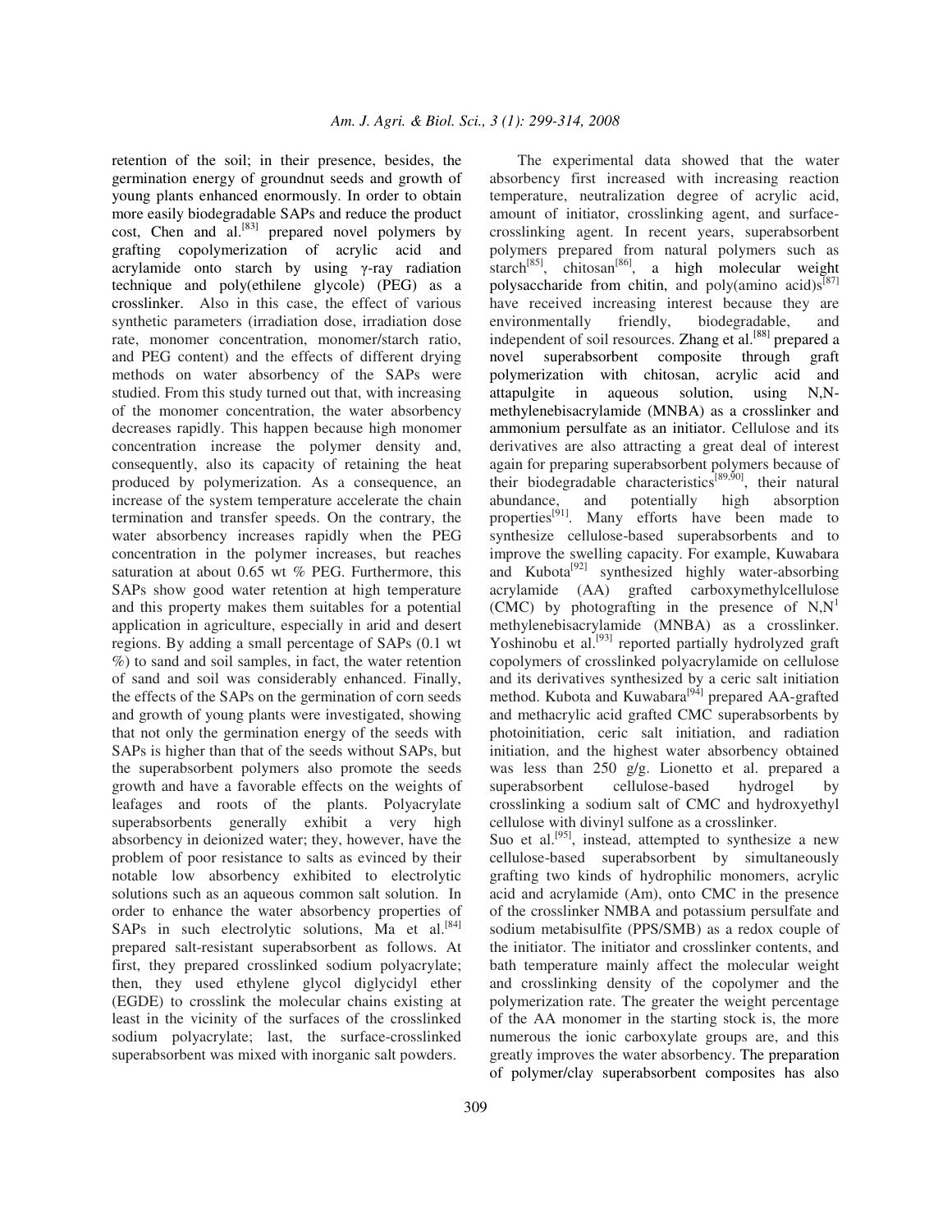retention of the soil; in their presence, besides, the germination energy of groundnut seeds and growth of young plants enhanced enormously. In order to obtain more easily biodegradable SAPs and reduce the product cost, Chen and al.[83] prepared novel polymers by grafting copolymerization of acrylic acid and acrylamide onto starch by using γ-ray radiation technique and poly(ethilene glycole) (PEG) as a crosslinker. Also in this case, the effect of various synthetic parameters (irradiation dose, irradiation dose rate, monomer concentration, monomer/starch ratio, and PEG content) and the effects of different drying methods on water absorbency of the SAPs were studied. From this study turned out that, with increasing of the monomer concentration, the water absorbency decreases rapidly. This happen because high monomer concentration increase the polymer density and, consequently, also its capacity of retaining the heat produced by polymerization. As a consequence, an increase of the system temperature accelerate the chain termination and transfer speeds. On the contrary, the water absorbency increases rapidly when the PEG concentration in the polymer increases, but reaches saturation at about 0.65 wt % PEG. Furthermore, this SAPs show good water retention at high temperature and this property makes them suitables for a potential application in agriculture, especially in arid and desert regions. By adding a small percentage of SAPs (0.1 wt %) to sand and soil samples, in fact, the water retention of sand and soil was considerably enhanced. Finally, the effects of the SAPs on the germination of corn seeds and growth of young plants were investigated, showing that not only the germination energy of the seeds with SAPs is higher than that of the seeds without SAPs, but the superabsorbent polymers also promote the seeds growth and have a favorable effects on the weights of leafages and roots of the plants. Polyacrylate superabsorbents generally exhibit a very high absorbency in deionized water; they, however, have the problem of poor resistance to salts as evinced by their notable low absorbency exhibited to electrolytic solutions such as an aqueous common salt solution. In order to enhance the water absorbency properties of SAPs in such electrolytic solutions, Ma et al.[84] prepared salt-resistant superabsorbent as follows. At first, they prepared crosslinked sodium polyacrylate; then, they used ethylene glycol diglycidyl ether (EGDE) to crosslink the molecular chains existing at least in the vicinity of the surfaces of the crosslinked sodium polyacrylate; last, the surface-crosslinked superabsorbent was mixed with inorganic salt powders.

The experimental data showed that the water absorbency first increased with increasing reaction temperature, neutralization degree of acrylic acid, amount of initiator, crosslinking agent, and surface-crosslinking agent. In recent years, superabsorbent polymers prepared from natural polymers such as starch[85], chitosan[86], a high molecular weight polysaccharide from chitin, and poly(amino acid)s[87] have received increasing interest because they are environmentally friendly, biodegradable, and independent of soil resources. Zhang et al.[88] prepared a novel superabsorbent composite through graft polymerization with chitosan, acrylic acid and attapulgite in aqueous solution, using N,N-methylenebisacrylamide (MNBA) as a crosslinker and ammonium persulfate as an initiator. Cellulose and its derivatives are also attracting a great deal of interest again for preparing superabsorbent polymers because of their biodegradable characteristics[89,90], their natural abundance, and potentially high absorption properties[91]. Many efforts have been made to synthesize cellulose-based superabsorbents and to improve the swelling capacity. For example, Kuwabara and Kubota[92] synthesized highly water-absorbing acrylamide (AA) grafted carboxymethylcellulose (CMC) by photografting in the presence of N,N[1] methylenebisacrylamide (MNBA) as a crosslinker. Yoshinobu et al.[93] reported partially hydrolyzed graft copolymers of crosslinked polyacrylamide on cellulose and its derivatives synthesized by a ceric salt initiation method. Kubota and Kuwabara[94] prepared AA-grafted and methacrylic acid grafted CMC superabsorbents by photoinitiation, ceric salt initiation, and radiation initiation, and the highest water absorbency obtained was less than 250 g/g. Lionetto et al. prepared a superabsorbent cellulose-based hydrogel by crosslinking a sodium salt of CMC and hydroxyethyl cellulose with divinyl sulfone as a crosslinker.

Suo et al.[95], instead, attempted to synthesize a new cellulose-based superabsorbent by simultaneously grafting two kinds of hydrophilic monomers, acrylic acid and acrylamide (Am), onto CMC in the presence of the crosslinker NMBA and potassium persulfate and sodium metabisulfite (PPS/SMB) as a redox couple of the initiator. The initiator and crosslinker contents, and bath temperature mainly affect the molecular weight and crosslinking density of the copolymer and the polymerization rate. The greater the weight percentage of the AA monomer in the starting stock is, the more numerous the ionic carboxylate groups are, and this greatly improves the water absorbency. The preparation of polymer/clay superabsorbent composites has also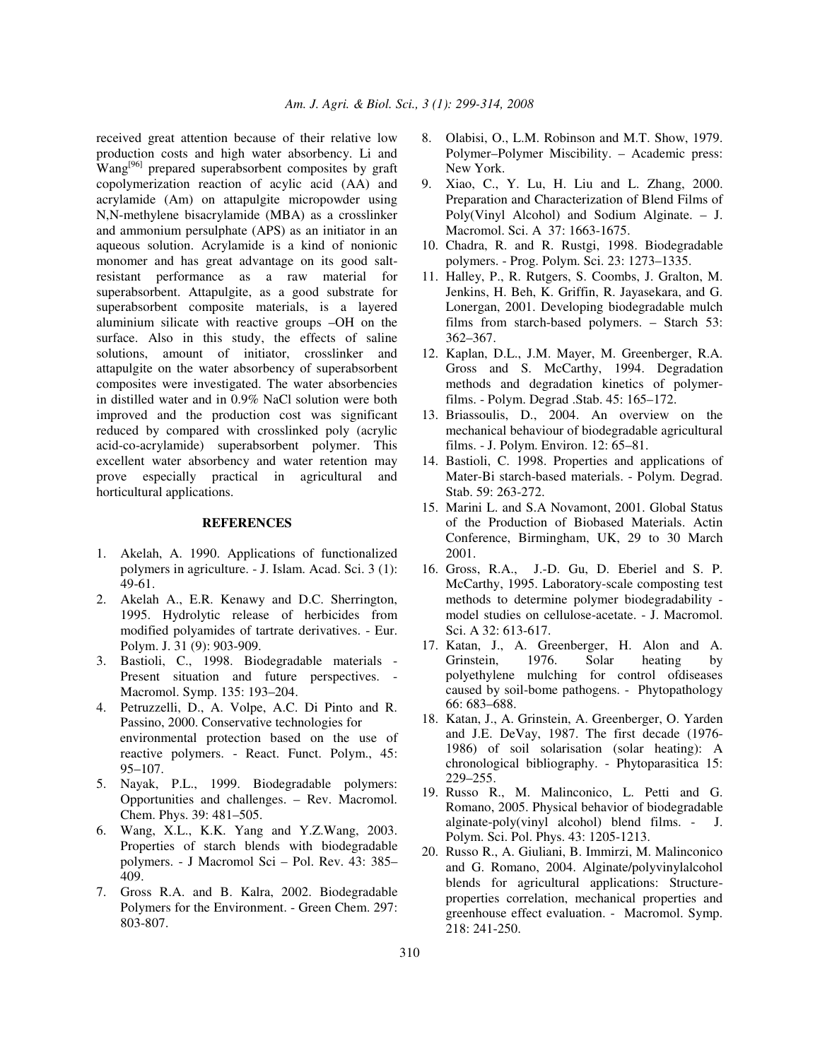received great attention because of their relative low production costs and high water absorbency. Li and Wang[96] prepared superabsorbent composites by graft copolymerization reaction of acylic acid (AA) and acrylamide (Am) on attapulgite micropowder using N,N-methylene bisacrylamide (MBA) as a crosslinker and ammonium persulphate (APS) as an initiator in an aqueous solution. Acrylamide is a kind of nonionic monomer and has great advantage on its good salt-resistant performance as a raw material for superabsorbent. Attapulgite, as a good substrate for superabsorbent composite materials, is a layered aluminium silicate with reactive groups –OH on the surface. Also in this study, the effects of saline solutions, amount of initiator, crosslinker and attapulgite on the water absorbency of superabsorbent composites were investigated. The water absorbencies in distilled water and in 0.9% NaCl solution were both improved and the production cost was significant reduced by compared with crosslinked poly (acrylic acid-co-acrylamide) superabsorbent polymer. This excellent water absorbency and water retention may prove especially practical in agricultural and horticultural applications.

## REFERENCES

1. Akelah, A. 1990. Applications of functionalized polymers in agriculture. - J. Islam. Acad. Sci. 3 (1): 49-61.
2. Akelah A., E.R. Kenawy and D.C. Sherrington, 1995. Hydrolytic release of herbicides from modified polyamides of tartrate derivatives. - Eur. Polym. J. 31 (9): 903-909.
3. Bastioli, C., 1998. Biodegradable materials - Present situation and future perspectives. - Macromol. Symp. 135: 193–204.
4. Petruzzelli, D., A. Volpe, A.C. Di Pinto and R. Passino, 2000. Conservative technologies for environmental protection based on the use of reactive polymers. - React. Funct. Polym., 45: 95–107.
5. Nayak, P.L., 1999. Biodegradable polymers: Opportunities and challenges. – Rev. Macromol. Chem. Phys. 39: 481–505.
6. Wang, X.L., K.K. Yang and Y.Z.Wang, 2003. Properties of starch blends with biodegradable polymers. - J Macromol Sci – Pol. Rev. 43: 385–409.
7. Gross R.A. and B. Kalra, 2002. Biodegradable Polymers for the Environment. - Green Chem. 297: 803-807.
8. Olabisi, O., L.M. Robinson and M.T. Show, 1979. Polymer–Polymer Miscibility. – Academic press: New York.
9. Xiao, C., Y. Lu, H. Liu and L. Zhang, 2000. Preparation and Characterization of Blend Films of Poly(Vinyl Alcohol) and Sodium Alginate. – J. Macromol. Sci. A 37: 1663-1675.
10. Chadra, R. and R. Rustgi, 1998. Biodegradable polymers. - Prog. Polym. Sci. 23: 1273–1335.
11. Halley, P., R. Rutgers, S. Coombs, J. Gralton, M. Jenkins, H. Beh, K. Griffin, R. Jayasekara, and G. Lonergan, 2001. Developing biodegradable mulch films from starch-based polymers. – Starch 53: 362–367.
12. Kaplan, D.L., J.M. Mayer, M. Greenberger, R.A. Gross and S. McCarthy, 1994. Degradation methods and degradation kinetics of polymer-films. - Polym. Degrad .Stab. 45: 165–172.
13. Briassoulis, D., 2004. An overview on the mechanical behaviour of biodegradable agricultural films. - J. Polym. Environ. 12: 65–81.
14. Bastioli, C. 1998. Properties and applications of Mater-Bi starch-based materials. - Polym. Degrad. Stab. 59: 263-272.
15. Marini L. and S.A Novamont, 2001. Global Status of the Production of Biobased Materials. Actin Conference, Birmingham, UK, 29 to 30 March 2001.
16. Gross, R.A., J.-D. Gu, D. Eberiel and S. P. McCarthy, 1995. Laboratory-scale composting test methods to determine polymer biodegradability - model studies on cellulose-acetate. - J. Macromol. Sci. A 32: 613-617.
17. Katan, J., A. Greenberger, H. Alon and A. Grinstein, 1976. Solar heating by polyethylene mulching for control ofdiseases caused by soil-bome pathogens. - Phytopathology 66: 683–688.
18. Katan, J., A. Grinstein, A. Greenberger, O. Yarden and J.E. DeVay, 1987. The first decade (1976-1986) of soil solarisation (solar heating): A chronological bibliography. - Phytoparasitica 15: 229–255.
19. Russo R., M. Malinconico, L. Petti and G. Romano, 2005. Physical behavior of biodegradable alginate-poly(vinyl alcohol) blend films. - J. Polym. Sci. Pol. Phys. 43: 1205-1213.
20. Russo R., A. Giuliani, B. Immirzi, M. Malinconico and G. Romano, 2004. Alginate/polyvinylalcohol blends for agricultural applications: Structure-properties correlation, mechanical properties and greenhouse effect evaluation. - Macromol. Symp. 218: 241-250.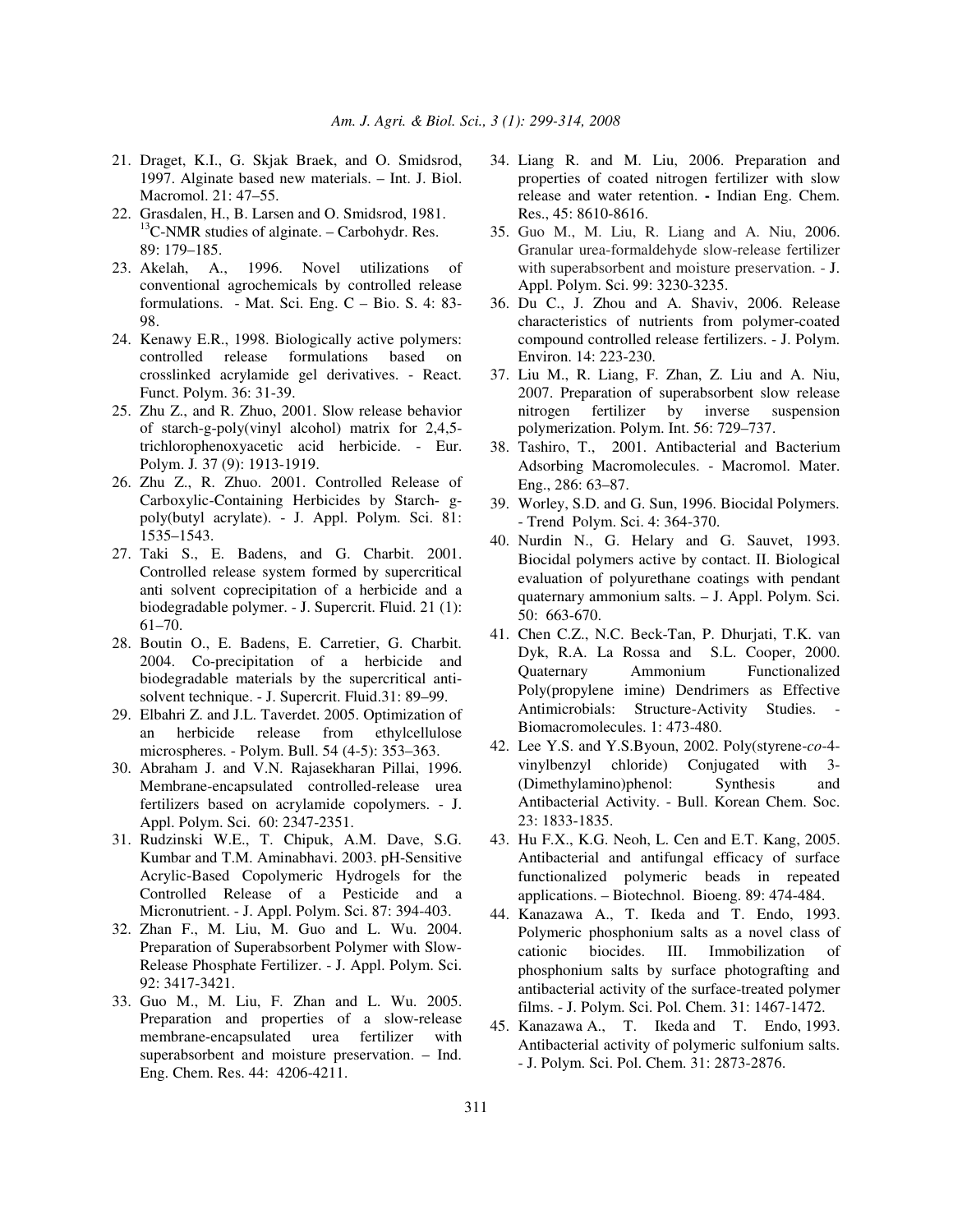21. Draget, K.I., G. Skjak Braek, and O. Smidsrod, 1997. Alginate based new materials. – Int. J. Biol. Macromol. 21: 47–55.
22. Grasdalen, H., B. Larsen and O. Smidsrod, 1981. $^{13}$C-NMR studies of alginate. – Carbohydr. Res. 89: 179–185.
23. Akelah, A., 1996. Novel utilizations of conventional agrochemicals by controlled release formulations. - Mat. Sci. Eng. C – Bio. S. 4: 83-98.
24. Kenawy E.R., 1998. Biologically active polymers: controlled release formulations based on crosslinked acrylamide gel derivatives. - React. Funct. Polym. 36: 31-39.
25. Zhu Z., and R. Zhuo, 2001. Slow release behavior of starch-g-poly(vinyl alcohol) matrix for 2,4,5-trichlorophenoxyacetic acid herbicide. - Eur. Polym. J. 37 (9): 1913-1919.
26. Zhu Z., R. Zhuo. 2001. Controlled Release of Carboxylic-Containing Herbicides by Starch- g-poly(butyl acrylate). - J. Appl. Polym. Sci. 81: 1535–1543.
27. Taki S., E. Badens, and G. Charbit. 2001. Controlled release system formed by supercritical anti solvent coprecipitation of a herbicide and a biodegradable polymer. - J. Supercrit. Fluid. 21 (1): 61–70.
28. Boutin O., E. Badens, E. Carretier, G. Charbit. 2004. Co-precipitation of a herbicide and biodegradable materials by the supercritical anti-solvent technique. - J. Supercrit. Fluid.31: 89–99.
29. Elbahri Z. and J.L. Taverdet. 2005. Optimization of an herbicide release from ethylcellulose microspheres. - Polym. Bull. 54 (4-5): 353–363.
30. Abraham J. and V.N. Rajasekharan Pillai, 1996. Membrane-encapsulated controlled-release urea fertilizers based on acrylamide copolymers. - J. Appl. Polym. Sci. 60: 2347-2351.
31. Rudzinski W.E., T. Chipuk, A.M. Dave, S.G. Kumbar and T.M. Aminabhavi. 2003. pH-Sensitive Acrylic-Based Copolymeric Hydrogels for the Controlled Release of a Pesticide and a Micronutrient. - J. Appl. Polym. Sci. 87: 394-403.
32. Zhan F., M. Liu, M. Guo and L. Wu. 2004. Preparation of Superabsorbent Polymer with Slow-Release Phosphate Fertilizer. - J. Appl. Polym. Sci. 92: 3417-3421.
33. Guo M., M. Liu, F. Zhan and L. Wu. 2005. Preparation and properties of a slow-release membrane-encapsulated urea fertilizer with superabsorbent and moisture preservation. – Ind. Eng. Chem. Res. 44: 4206-4211.
34. Liang R. and M. Liu, 2006. Preparation and properties of coated nitrogen fertilizer with slow release and water retention. - Indian Eng. Chem. Res., 45: 8610-8616.
35. Guo M., M. Liu, R. Liang and A. Niu, 2006. Granular urea-formaldehyde slow-release fertilizer with superabsorbent and moisture preservation. - J. Appl. Polym. Sci. 99: 3230-3235.
36. Du C., J. Zhou and A. Shaviv, 2006. Release characteristics of nutrients from polymer-coated compound controlled release fertilizers. - J. Polym. Environ. 14: 223-230.
37. Liu M., R. Liang, F. Zhan, Z. Liu and A. Niu, 2007. Preparation of superabsorbent slow release nitrogen fertilizer by inverse suspension polymerization. Polym. Int. 56: 729–737.
38. Tashiro, T., 2001. Antibacterial and Bacterium Adsorbing Macromolecules. - Macromol. Mater. Eng., 286: 63–87.
39. Worley, S.D. and G. Sun, 1996. Biocidal Polymers. - Trend Polym. Sci. 4: 364-370.
40. Nurdin N., G. Helary and G. Sauvet, 1993. Biocidal polymers active by contact. II. Biological evaluation of polyurethane coatings with pendant quaternary ammonium salts. – J. Appl. Polym. Sci. 50: 663-670.
41. Chen C.Z., N.C. Beck-Tan, P. Dhurjati, T.K. van Dyk, R.A. La Rossa and S.L. Cooper, 2000. Quaternary Ammonium Functionalized Poly(propylene imine) Dendrimers as Effective Antimicrobials: Structure-Activity Studies. - Biomacromolecules. 1: 473-480.
42. Lee Y.S. and Y.S.Byoun, 2002. Poly(styrene-*co*-4-vinylbenzyl chloride) Conjugated with 3-(Dimethylamino)phenol: Synthesis and Antibacterial Activity. - Bull. Korean Chem. Soc. 23: 1833-1835.
43. Hu F.X., K.G. Neoh, L. Cen and E.T. Kang, 2005. Antibacterial and antifungal efficacy of surface functionalized polymeric beads in repeated applications. – Biotechnol. Bioeng. 89: 474-484.
44. Kanazawa A., T. Ikeda and T. Endo, 1993. Polymeric phosphonium salts as a novel class of cationic biocides. III. Immobilization of phosphonium salts by surface photografting and antibacterial activity of the surface-treated polymer films. - J. Polym. Sci. Pol. Chem. 31: 1467-1472.
45. Kanazawa A., T. Ikeda and T. Endo, 1993. Antibacterial activity of polymeric sulfonium salts. - J. Polym. Sci. Pol. Chem. 31: 2873-2876.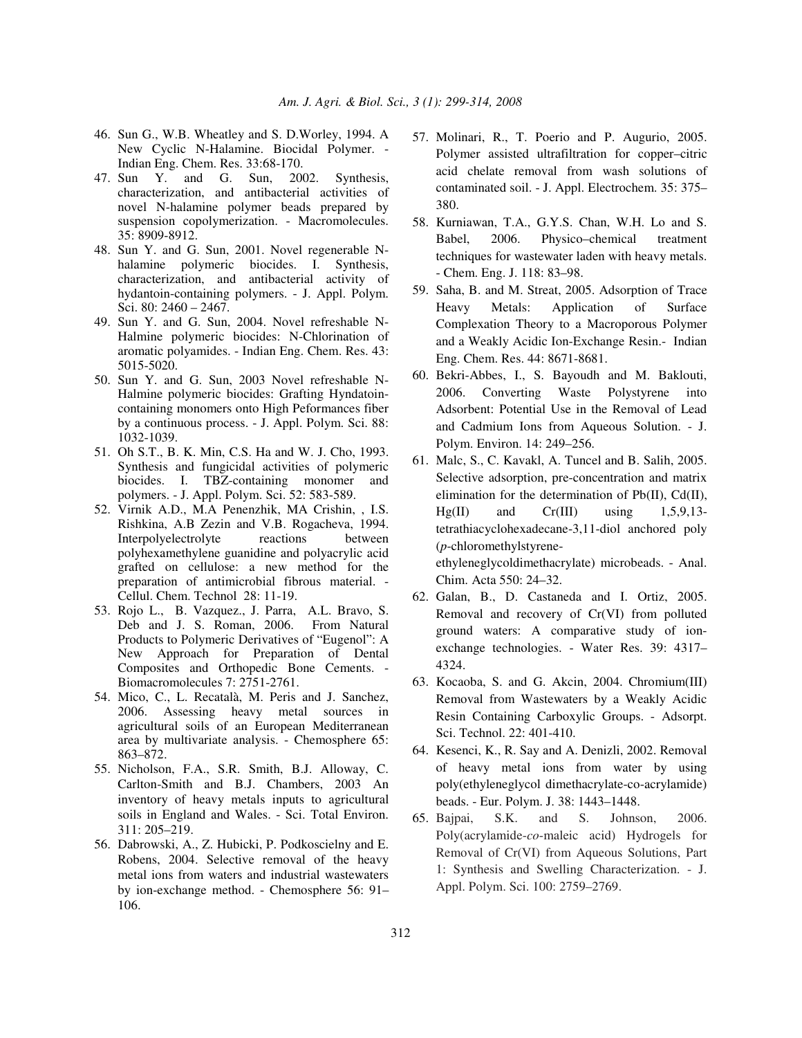46. Sun G., W.B. Wheatley and S. D.Worley, 1994. A New Cyclic N-Halamine. Biocidal Polymer. - Indian Eng. Chem. Res. 33:68-170.
47. Sun Y. and G. Sun, 2002. Synthesis, characterization, and antibacterial activities of novel N-halamine polymer beads prepared by suspension copolymerization. - Macromolecules. 35: 8909-8912.
48. Sun Y. and G. Sun, 2001. Novel regenerable N-halamine polymeric biocides. I. Synthesis, characterization, and antibacterial activity of hydantoin-containing polymers. - J. Appl. Polym. Sci. 80: 2460 – 2467.
49. Sun Y. and G. Sun, 2004. Novel refreshable N-Halmine polymeric biocides: N-Chlorination of aromatic polyamides. - Indian Eng. Chem. Res. 43: 5015-5020.
50. Sun Y. and G. Sun, 2003 Novel refreshable N-Halmine polymeric biocides: Grafting Hyndatoin-containing monomers onto High Peformances fiber by a continuous process. - J. Appl. Polym. Sci. 88: 1032-1039.
51. Oh S.T., B. K. Min, C.S. Ha and W. J. Cho, 1993. Synthesis and fungicidal activities of polymeric biocides. I. TBZ-containing monomer and polymers. - J. Appl. Polym. Sci. 52: 583-589.
52. Virnik A.D., M.A Penenzhik, MA Crishin, , I.S. Rishkina, A.B Zezin and V.B. Rogacheva, 1994. Interpolyelectrolyte reactions between polyhexamethylene guanidine and polyacrylic acid grafted on cellulose: a new method for the preparation of antimicrobial fibrous material. - Cellul. Chem. Technol 28: 11-19.
53. Rojo L., B. Vazquez., J. Parra, A.L. Bravo, S. Deb and J. S. Roman, 2006. From Natural Products to Polymeric Derivatives of "Eugenol": A New Approach for Preparation of Dental Composites and Orthopedic Bone Cements. - Biomacromolecules 7: 2751-2761.
54. Mico, C., L. Recatalà, M. Peris and J. Sanchez, 2006. Assessing heavy metal sources in agricultural soils of an European Mediterranean area by multivariate analysis. - Chemosphere 65: 863–872.
55. Nicholson, F.A., S.R. Smith, B.J. Alloway, C. Carlton-Smith and B.J. Chambers, 2003 An inventory of heavy metals inputs to agricultural soils in England and Wales. - Sci. Total Environ. 311: 205–219.
56. Dabrowski, A., Z. Hubicki, P. Podkoscielny and E. Robens, 2004. Selective removal of the heavy metal ions from waters and industrial wastewaters by ion-exchange method. - Chemosphere 56: 91–106.
57. Molinari, R., T. Poerio and P. Augurio, 2005. Polymer assisted ultrafiltration for copper–citric acid chelate removal from wash solutions of contaminated soil. - J. Appl. Electrochem. 35: 375–380.
58. Kurniawan, T.A., G.Y.S. Chan, W.H. Lo and S. Babel, 2006. Physico–chemical treatment techniques for wastewater laden with heavy metals. - Chem. Eng. J. 118: 83–98.
59. Saha, B. and M. Streat, 2005. Adsorption of Trace Heavy Metals: Application of Surface Complexation Theory to a Macroporous Polymer and a Weakly Acidic Ion-Exchange Resin.- Indian Eng. Chem. Res. 44: 8671-8681.
60. Bekri-Abbes, I., S. Bayoudh and M. Baklouti, 2006. Converting Waste Polystyrene into Adsorbent: Potential Use in the Removal of Lead and Cadmium Ions from Aqueous Solution. - J. Polym. Environ. 14: 249–256.
61. Malc, S., C. Kavakl, A. Tuncel and B. Salih, 2005. Selective adsorption, pre-concentration and matrix elimination for the determination of Pb(II), Cd(II), Hg(II) and Cr(III) using 1,5,9,13-tetrathiacyclohexadecane-3,11-diol anchored poly (*p*-chloromethylstyrene-ethyleneglycoldimethacrylate) microbeads. - Anal. Chim. Acta 550: 24–32.
62. Galan, B., D. Castaneda and I. Ortiz, 2005. Removal and recovery of Cr(VI) from polluted ground waters: A comparative study of ion-exchange technologies. - Water Res. 39: 4317–4324.
63. Kocaoba, S. and G. Akcin, 2004. Chromium(III) Removal from Wastewaters by a Weakly Acidic Resin Containing Carboxylic Groups. - Adsorpt. Sci. Technol. 22: 401-410.
64. Kesenci, K., R. Say and A. Denizli, 2002. Removal of heavy metal ions from water by using poly(ethyleneglycol dimethacrylate-co-acrylamide) beads. - Eur. Polym. J. 38: 1443–1448.
65. Bajpai, S.K. and S. Johnson, 2006. Poly(acrylamide-*co*-maleic acid) Hydrogels for Removal of Cr(VI) from Aqueous Solutions, Part 1: Synthesis and Swelling Characterization. - J. Appl. Polym. Sci. 100: 2759–2769.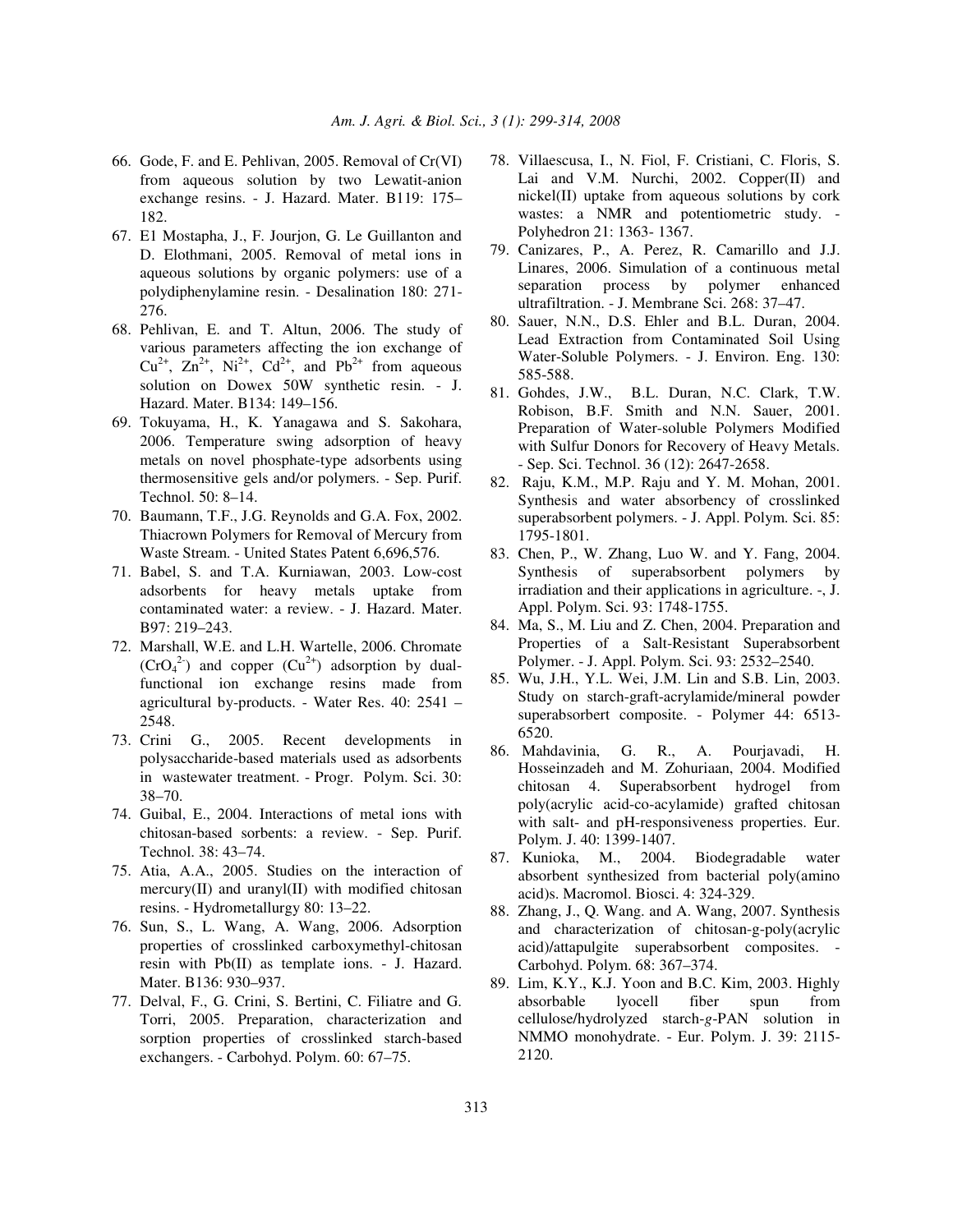66. Gode, F. and E. Pehlivan, 2005. Removal of Cr(VI) from aqueous solution by two Lewatit-anion exchange resins. - J. Hazard. Mater. B119: 175–182.
67. E1 Mostapha, J., F. Jourjon, G. Le Guillanton and D. Elothmani, 2005. Removal of metal ions in aqueous solutions by organic polymers: use of a polydiphenylamine resin. - Desalination 180: 271-276.
68. Pehlivan, E. and T. Altun, 2006. The study of various parameters affecting the ion exchange of $Cu^{2+}$, $Zn^{2+}$, $Ni^{2+}$, $Cd^{2+}$, and $Pb^{2+}$ from aqueous solution on Dowex 50W synthetic resin. - J. Hazard. Mater. B134: 149–156.
69. Tokuyama, H., K. Yanagawa and S. Sakohara, 2006. Temperature swing adsorption of heavy metals on novel phosphate-type adsorbents using thermosensitive gels and/or polymers. - Sep. Purif. Technol. 50: 8–14.
70. Baumann, T.F., J.G. Reynolds and G.A. Fox, 2002. Thiacrown Polymers for Removal of Mercury from Waste Stream. - United States Patent 6,696,576.
71. Babel, S. and T.A. Kurniawan, 2003. Low-cost adsorbents for heavy metals uptake from contaminated water: a review. - J. Hazard. Mater. B97: 219–243.
72. Marshall, W.E. and L.H. Wartelle, 2006. Chromate ($CrO_4^{2-}$) and copper ($Cu^{2+}$) adsorption by dual-functional ion exchange resins made from agricultural by-products. - Water Res. 40: 2541 – 2548.
73. Crini G., 2005. Recent developments in polysaccharide-based materials used as adsorbents in wastewater treatment. - Progr. Polym. Sci. 30: 38–70.
74. Guibal, E., 2004. Interactions of metal ions with chitosan-based sorbents: a review. - Sep. Purif. Technol. 38: 43–74.
75. Atia, A.A., 2005. Studies on the interaction of mercury(II) and uranyl(II) with modified chitosan resins. - Hydrometallurgy 80: 13–22.
76. Sun, S., L. Wang, A. Wang, 2006. Adsorption properties of crosslinked carboxymethyl-chitosan resin with Pb(II) as template ions. - J. Hazard. Mater. B136: 930–937.
77. Delval, F., G. Crini, S. Bertini, C. Filiatre and G. Torri, 2005. Preparation, characterization and sorption properties of crosslinked starch-based exchangers. - Carbohyd. Polym. 60: 67–75.
78. Villaescusa, I., N. Fiol, F. Cristiani, C. Floris, S. Lai and V.M. Nurchi, 2002. Copper(II) and nickel(II) uptake from aqueous solutions by cork wastes: a NMR and potentiometric study. - Polyhedron 21: 1363- 1367.
79. Canizares, P., A. Perez, R. Camarillo and J.J. Linares, 2006. Simulation of a continuous metal separation process by polymer enhanced ultrafiltration. - J. Membrane Sci. 268: 37–47.
80. Sauer, N.N., D.S. Ehler and B.L. Duran, 2004. Lead Extraction from Contaminated Soil Using Water-Soluble Polymers. - J. Environ. Eng. 130: 585-588.
81. Gohdes, J.W., B.L. Duran, N.C. Clark, T.W. Robison, B.F. Smith and N.N. Sauer, 2001. Preparation of Water-soluble Polymers Modified with Sulfur Donors for Recovery of Heavy Metals. - Sep. Sci. Technol. 36 (12): 2647-2658.
82. Raju, K.M., M.P. Raju and Y. M. Mohan, 2001. Synthesis and water absorbency of crosslinked superabsorbent polymers. - J. Appl. Polym. Sci. 85: 1795-1801.
83. Chen, P., W. Zhang, Luo W. and Y. Fang, 2004. Synthesis of superabsorbent polymers by irradiation and their applications in agriculture. -, J. Appl. Polym. Sci. 93: 1748-1755.
84. Ma, S., M. Liu and Z. Chen, 2004. Preparation and Properties of a Salt-Resistant Superabsorbent Polymer. - J. Appl. Polym. Sci. 93: 2532–2540.
85. Wu, J.H., Y.L. Wei, J.M. Lin and S.B. Lin, 2003. Study on starch-graft-acrylamide/mineral powder superabsorbert composite. - Polymer 44: 6513-6520.
86. Mahdavinia, G. R., A. Pourjavadi, H. Hosseinzadeh and M. Zohuriaan, 2004. Modified chitosan 4. Superabsorbent hydrogel from poly(acrylic acid-co-acylamide) grafted chitosan with salt- and pH-responsiveness properties. Eur. Polym. J. 40: 1399-1407.
87. Kunioka, M., 2004. Biodegradable water absorbent synthesized from bacterial poly(amino acid)s. Macromol. Biosci. 4: 324-329.
88. Zhang, J., Q. Wang. and A. Wang, 2007. Synthesis and characterization of chitosan-g-poly(acrylic acid)/attapulgite superabsorbent composites. - Carbohyd. Polym. 68: 367–374.
89. Lim, K.Y., K.J. Yoon and B.C. Kim, 2003. Highly absorbable lyocell fiber spun from cellulose/hydrolyzed starch-*g*-PAN solution in NMMO monohydrate. - Eur. Polym. J. 39: 2115-2120.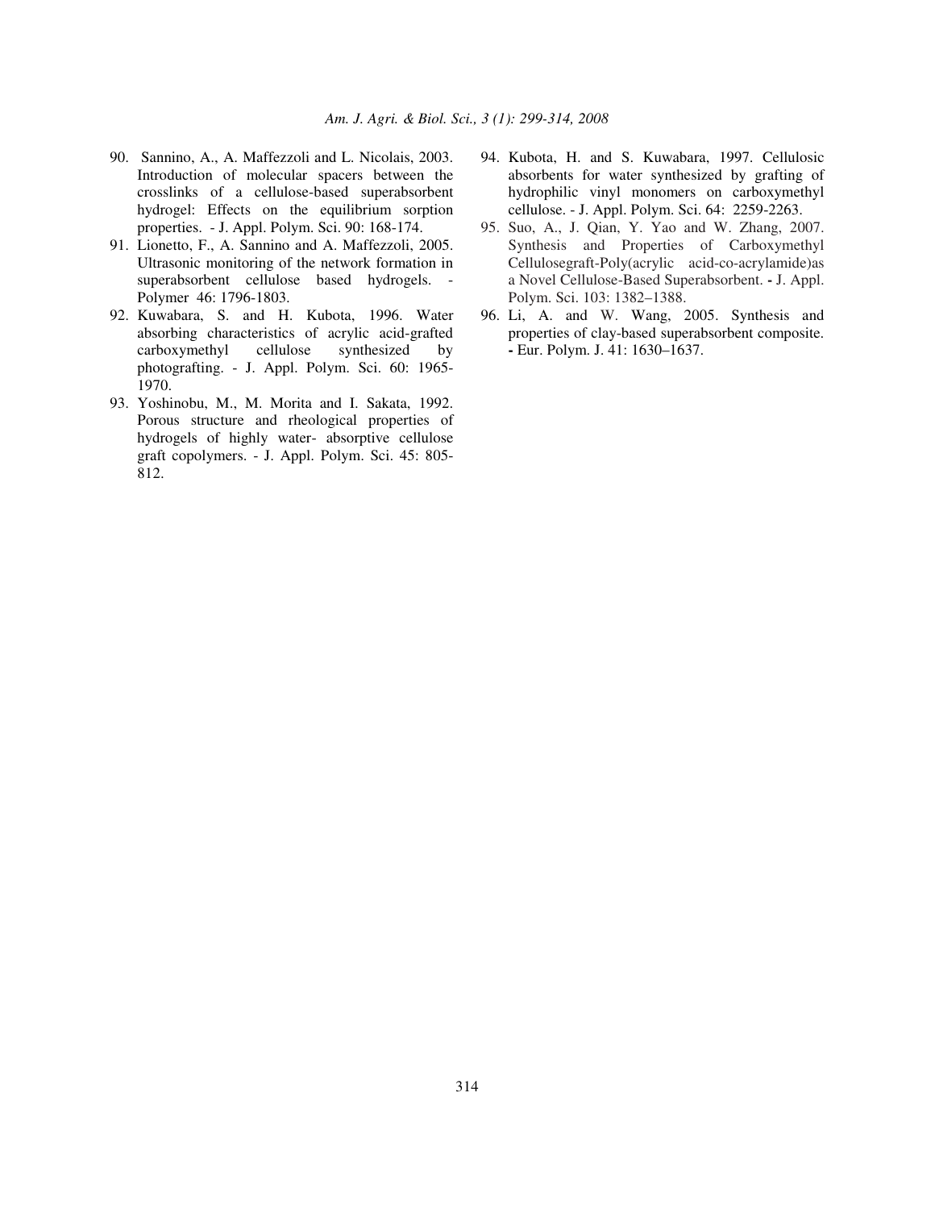90. Sannino, A., A. Maffezzoli and L. Nicolais, 2003. Introduction of molecular spacers between the crosslinks of a cellulose-based superabsorbent hydrogel: Effects on the equilibrium sorption properties. - J. Appl. Polym. Sci. 90: 168-174.
91. Lionetto, F., A. Sannino and A. Maffezzoli, 2005. Ultrasonic monitoring of the network formation in superabsorbent cellulose based hydrogels. - Polymer 46: 1796-1803.
92. Kuwabara, S. and H. Kubota, 1996. Water absorbing characteristics of acrylic acid-grafted carboxymethyl cellulose synthesized by photografting. - J. Appl. Polym. Sci. 60: 1965-1970.
93. Yoshinobu, M., M. Morita and I. Sakata, 1992. Porous structure and rheological properties of hydrogels of highly water- absorptive cellulose graft copolymers. - J. Appl. Polym. Sci. 45: 805-812.
94. Kubota, H. and S. Kuwabara, 1997. Cellulosic absorbents for water synthesized by grafting of hydrophilic vinyl monomers on carboxymethyl cellulose. - J. Appl. Polym. Sci. 64: 2259-2263.
95. Suo, A., J. Qian, Y. Yao and W. Zhang, 2007. Synthesis and Properties of Carboxymethyl Cellulosegraft-Poly(acrylic acid-co-acrylamide)as a Novel Cellulose-Based Superabsorbent. - J. Appl. Polym. Sci. 103: 1382–1388.
96. Li, A. and W. Wang, 2005. Synthesis and properties of clay-based superabsorbent composite. - Eur. Polym. J. 41: 1630–1637.